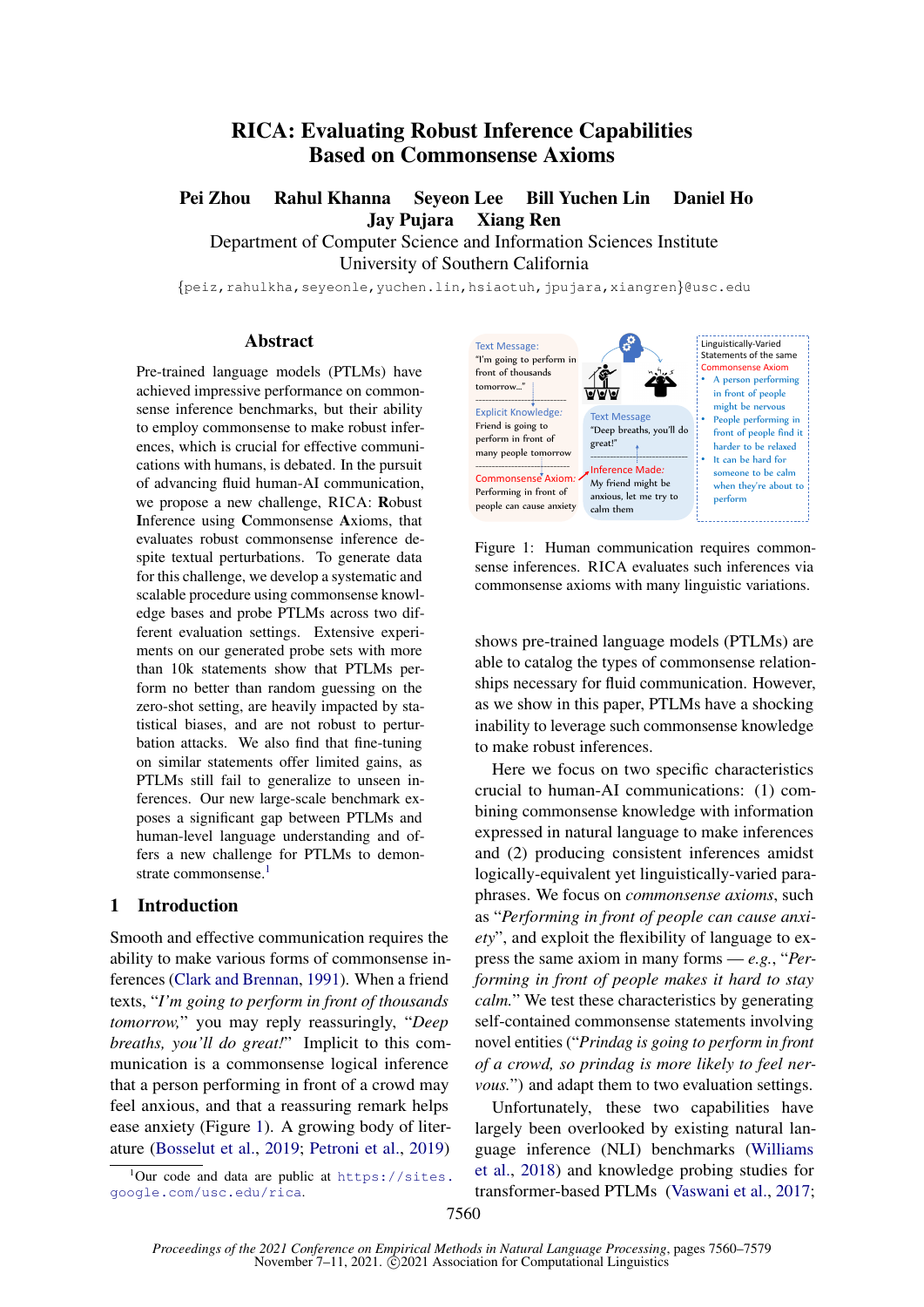# RICA: Evaluating Robust Inference Capabilities Based on Commonsense Axioms

**Pei Zhou Rahul Khanna Seyeon Lee Bill Yuchen Lin Daniel Ho Jay Pujara Xiang Ren**

Department of Computer Science and Information Sciences Institute
University of Southern California

{peiz,rahulkha,seyeonle,yuchen.lin,hsiaotuh,jpujara,xiangren}@usc.edu

## Abstract

Pre-trained language models (PTLMs) have achieved impressive performance on commonsense inference benchmarks, but their ability to employ commonsense to make robust inferences, which is crucial for effective communications with humans, is debated. In the pursuit of advancing fluid human-AI communication, we propose a new challenge, RICA: **R**obust **I**nference using **C**ommonsense **A**xioms, that evaluates robust commonsense inference despite textual perturbations. To generate data for this challenge, we develop a systematic and scalable procedure using commonsense knowledge bases and probe PTLMs across two different evaluation settings. Extensive experiments on our generated probe sets with more than 10k statements show that PTLMs perform no better than random guessing on the zero-shot setting, are heavily impacted by statistical biases, and are not robust to perturbation attacks. We also find that fine-tuning on similar statements offer limited gains, as PTLMs still fail to generalize to unseen inferences. Our new large-scale benchmark exposes a significant gap between PTLMs and human-level language understanding and offers a new challenge for PTLMs to demonstrate commonsense.[1]

## 1 Introduction

Smooth and effective communication requires the ability to make various forms of commonsense inferences (Clark and Brennan, 1991). When a friend texts, "*I'm going to perform in front of thousands tomorrow,*" you may reply reassuringly, "*Deep breaths, you'll do great!*" Implicit to this communication is a commonsense logical inference that a person performing in front of a crowd may feel anxious, and that a reassuring remark helps ease anxiety (Figure 1). A growing body of literature (Bosselut et al., 2019; Petroni et al., 2019) shows pre-trained language models (PTLMs) are able to catalog the types of commonsense relationships necessary for fluid communication. However, as we show in this paper, PTLMs have a shocking inability to leverage such commonsense knowledge to make robust inferences.

Text Message: "I'm going to perform in front of thousands tomorrow…"
Explicit Knowledge: Friend is going to perform in front of many people tomorrow
Commonsense Axiom: Performing in front of people can cause anxiety
Text Message: "Deep breaths, you'll do great!"
Inference Made: My friend might be anxious, let me try to calm them
Linguistically-Varied Statements of the same Commonsense Axiom
- A person performing in front of people might be nervous
- People performing in front of people find it harder to be relaxed
- It can be hard for someone to be calm when they're about to perform

Figure 1: Human communication requires commonsense inferences. RICA evaluates such inferences via commonsense axioms with many linguistic variations.

Here we focus on two specific characteristics crucial to human-AI communications: (1) combining commonsense knowledge with information expressed in natural language to make inferences and (2) producing consistent inferences amidst logically-equivalent yet linguistically-varied paraphrases. We focus on *commonsense axioms*, such as "*Performing in front of people can cause anxiety*", and exploit the flexibility of language to express the same axiom in many forms — *e.g.*, "*Performing in front of people makes it hard to stay calm.*" We test these characteristics by generating self-contained commonsense statements involving novel entities ("*Prindag is going to perform in front of a crowd, so prindag is more likely to feel nervous.*") and adapt them to two evaluation settings.

Unfortunately, these two capabilities have largely been overlooked by existing natural language inference (NLI) benchmarks (Williams et al., 2018) and knowledge probing studies for transformer-based PTLMs (Vaswani et al., 2017;

[1] Our code and data are public at https://sites.google.com/usc.edu/rica.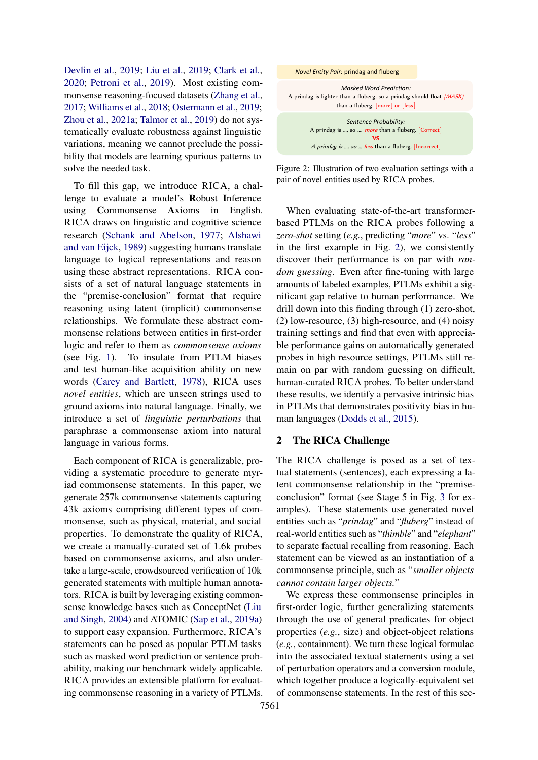Devlin et al., 2019; Liu et al., 2019; Clark et al., 2020; Petroni et al., 2019). Most existing commonsense reasoning-focused datasets (Zhang et al., 2017; Williams et al., 2018; Ostermann et al., 2019; Zhou et al., 2021a; Talmor et al., 2019) do not systematically evaluate robustness against linguistic variations, meaning we cannot preclude the possibility that models are learning spurious patterns to solve the needed task.

To fill this gap, we introduce RICA, a challenge to evaluate a model's **R**obust **I**nference using **C**ommonsense **A**xioms in English. RICA draws on linguistic and cognitive science research (Schank and Abelson, 1977; Alshawi and van Eijck, 1989) suggesting humans translate language to logical representations and reason using these abstract representations. RICA consists of a set of natural language statements in the "premise-conclusion" format that require reasoning using latent (implicit) commonsense relationships. We formulate these abstract commonsense relations between entities in first-order logic and refer to them as *commonsense axioms* (see Fig. 1). To insulate from PTLM biases and test human-like acquisition ability on new words (Carey and Bartlett, 1978), RICA uses *novel entities*, which are unseen strings used to ground axioms into natural language. Finally, we introduce a set of *linguistic perturbations* that paraphrase a commonsense axiom into natural language in various forms.

Each component of RICA is generalizable, providing a systematic procedure to generate myriad commonsense statements. In this paper, we generate 257k commonsense statements capturing 43k axioms comprising different types of commonsense, such as physical, material, and social properties. To demonstrate the quality of RICA, we create a manually-curated set of 1.6k probes based on commonsense axioms, and also undertake a large-scale, crowdsourced verification of 10k generated statements with multiple human annotators. RICA is built by leveraging existing commonsense knowledge bases such as ConceptNet (Liu and Singh, 2004) and ATOMIC (Sap et al., 2019a) to support easy expansion. Furthermore, RICA's statements can be posed as popular PTLM tasks such as masked word prediction or sentence probability, making our benchmark widely applicable. RICA provides an extensible platform for evaluating commonsense reasoning in a variety of PTLMs.

*Novel Entity Pair:* prindag and fluberg

*Masked Word Prediction:*
A prindag is lighter than a fluberg, so a prindag should float *[MASK]* than a fluberg. [more] or [less]

*Sentence Probability:*
A prindag is ..., so .... *more* than a fluberg. [Correct]
VS
*A prindag is ..., so ... less* than a fluberg. [Incorrect]

Figure 2: Illustration of two evaluation settings with a pair of novel entities used by RICA probes.

When evaluating state-of-the-art transformer-based PTLMs on the RICA probes following a *zero-shot* setting (*e.g.*, predicting "*more*" vs. "*less*" in the first example in Fig. 2), we consistently discover their performance is on par with *random guessing*. Even after fine-tuning with large amounts of labeled examples, PTLMs exhibit a significant gap relative to human performance. We drill down into this finding through (1) zero-shot, (2) low-resource, (3) high-resource, and (4) noisy training settings and find that even with appreciable performance gains on automatically generated probes in high resource settings, PTLMs still remain on par with random guessing on difficult, human-curated RICA probes. To better understand these results, we identify a pervasive intrinsic bias in PTLMs that demonstrates positivity bias in human languages (Dodds et al., 2015).

## 2 The RICA Challenge

The RICA challenge is posed as a set of textual statements (sentences), each expressing a latent commonsense relationship in the "premise-conclusion" format (see Stage 5 in Fig. 3 for examples). These statements use generated novel entities such as "*prindag*" and "*fluberg*" instead of real-world entities such as "*thimble*" and "*elephant*" to separate factual recalling from reasoning. Each statement can be viewed as an instantiation of a commonsense principle, such as "*smaller objects cannot contain larger objects.*"

We express these commonsense principles in first-order logic, further generalizing statements through the use of general predicates for object properties (*e.g.*, size) and object-object relations (*e.g.*, containment). We turn these logical formulae into the associated textual statements using a set of perturbation operators and a conversion module, which together produce a logically-equivalent set of commonsense statements. In the rest of this sec-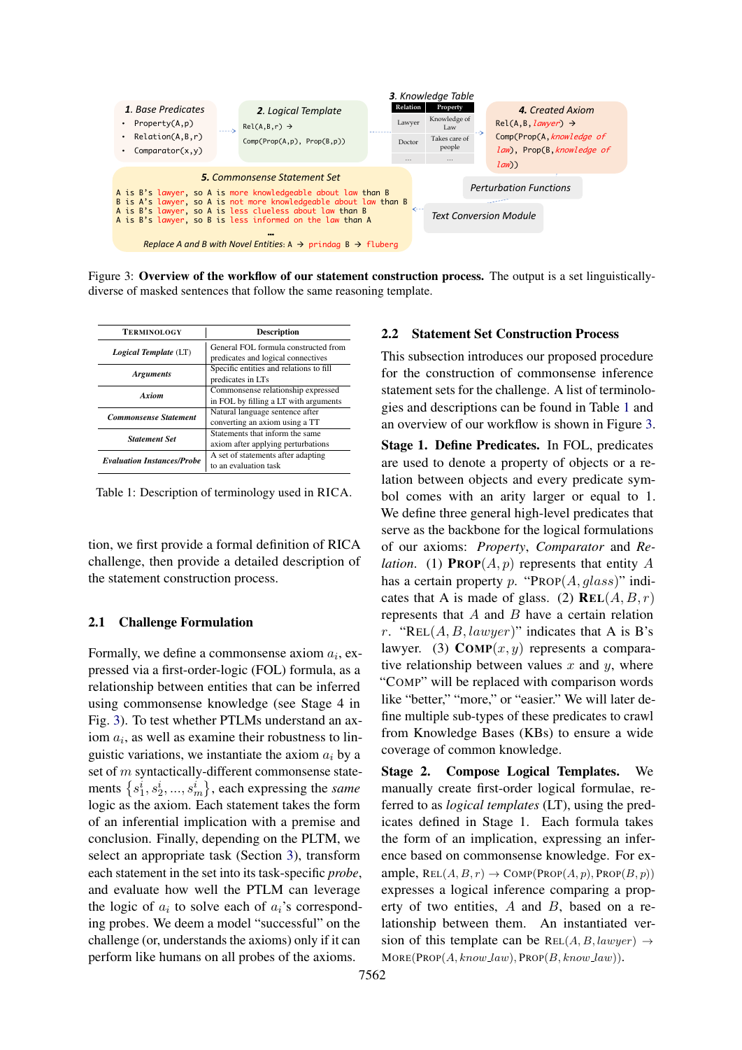1. Base Predicates
- Property(A,p)
- Relation(A,B,r)
- Comparator(x,y)

2. Logical Template

Rel(A,B,r) → Comp(Prop(A,p), Prop(B,p))

3. Knowledge Table

| Relation | Property |
|---|---|
| Lawyer | Knowledge of Law |
| Doctor | Takes care of people |
| ... | ... |

4. Created Axiom

Rel(A,B,lawyer) → Comp(Prop(A,knowledge of law), Prop(B,knowledge of law))

5. Commonsense Statement Set

A is B's lawyer, so A is more knowledgeable about law than B
B is A's lawyer, so A is not more knowledgeable about law than B
A is B's lawyer, so A is less clueless about law than B
A is B's lawyer, so B is less informed on the law than A
...
Replace A and B with Novel Entities: A → prindag B → fluberg

Perturbation Functions

Text Conversion Module

Figure 3: **Overview of the workflow of our statement construction process.** The output is a set linguistically-diverse of masked sentences that follow the same reasoning template.

| Terminology | Description |
|---|---|
| *Logical Template* (LT) | General FOL formula constructed from predicates and logical connectives |
| *Arguments* | Specific entities and relations to fill predicates in LTs |
| *Axiom* | Commonsense relationship expressed in FOL by filling a LT with arguments |
| *Commonsense Statement* | Natural language sentence after converting an axiom using a TT |
| *Statement Set* | Statements that inform the same axiom after applying perturbations |
| *Evaluation Instances/Probe* | A set of statements after adapting to an evaluation task |

Table 1: Description of terminology used in RICA.

tion, we first provide a formal definition of RICA challenge, then provide a detailed description of the statement construction process.

### 2.1 Challenge Formulation

Formally, we define a commonsense axiom $a_i$, expressed via a first-order-logic (FOL) formula, as a relationship between entities that can be inferred using commonsense knowledge (see Stage 4 in Fig. 3). To test whether PTLMs understand an axiom $a_i$, as well as examine their robustness to linguistic variations, we instantiate the axiom $a_i$ by a set of $m$ syntactically-different commonsense statements $\{s_1^i, s_2^i, ..., s_m^i\}$, each expressing the *same* logic as the axiom. Each statement takes the form of an inferential implication with a premise and conclusion. Finally, depending on the PLTM, we select an appropriate task (Section 3), transform each statement in the set into its task-specific *probe*, and evaluate how well the PTLM can leverage the logic of $a_i$ to solve each of $a_i$'s corresponding probes. We deem a model "successful" on the challenge (or, understands the axioms) only if it can perform like humans on all probes of the axioms.

### 2.2 Statement Set Construction Process

This subsection introduces our proposed procedure for the construction of commonsense inference statement sets for the challenge. A list of terminologies and descriptions can be found in Table 1 and an overview of our workflow is shown in Figure 3.

**Stage 1. Define Predicates.** In FOL, predicates are used to denote a property of objects or a relation between objects and every predicate symbol comes with an arity larger or equal to 1. We define three general high-level predicates that serve as the backbone for the logical formulations of our axioms: *Property*, *Comparator* and *Relation*. (1) **Prop**$(A, p)$ represents that entity $A$ has a certain property $p$. "Prop$(A, glass)$" indicates that A is made of glass. (2) **Rel**$(A, B, r)$ represents that $A$ and $B$ have a certain relation $r$. "Rel$(A, B, lawyer)$" indicates that A is B's lawyer. (3) **Comp**$(x, y)$ represents a comparative relationship between values $x$ and $y$, where "Comp" will be replaced with comparison words like "better," "more," or "easier." We will later define multiple sub-types of these predicates to crawl from Knowledge Bases (KBs) to ensure a wide coverage of common knowledge.

**Stage 2. Compose Logical Templates.** We manually create first-order logical formulae, referred to as *logical templates* (LT), using the predicates defined in Stage 1. Each formula takes the form of an implication, expressing an inference based on commonsense knowledge. For example, Rel$(A, B, r) \to$ Comp(Prop$(A, p)$, Prop$(B, p)$) expresses a logical inference comparing a property of two entities, $A$ and $B$, based on a relationship between them. An instantiated version of this template can be Rel$(A, B, lawyer) \to$ More(Prop$(A, know\_law)$, Prop$(B, know\_law)$).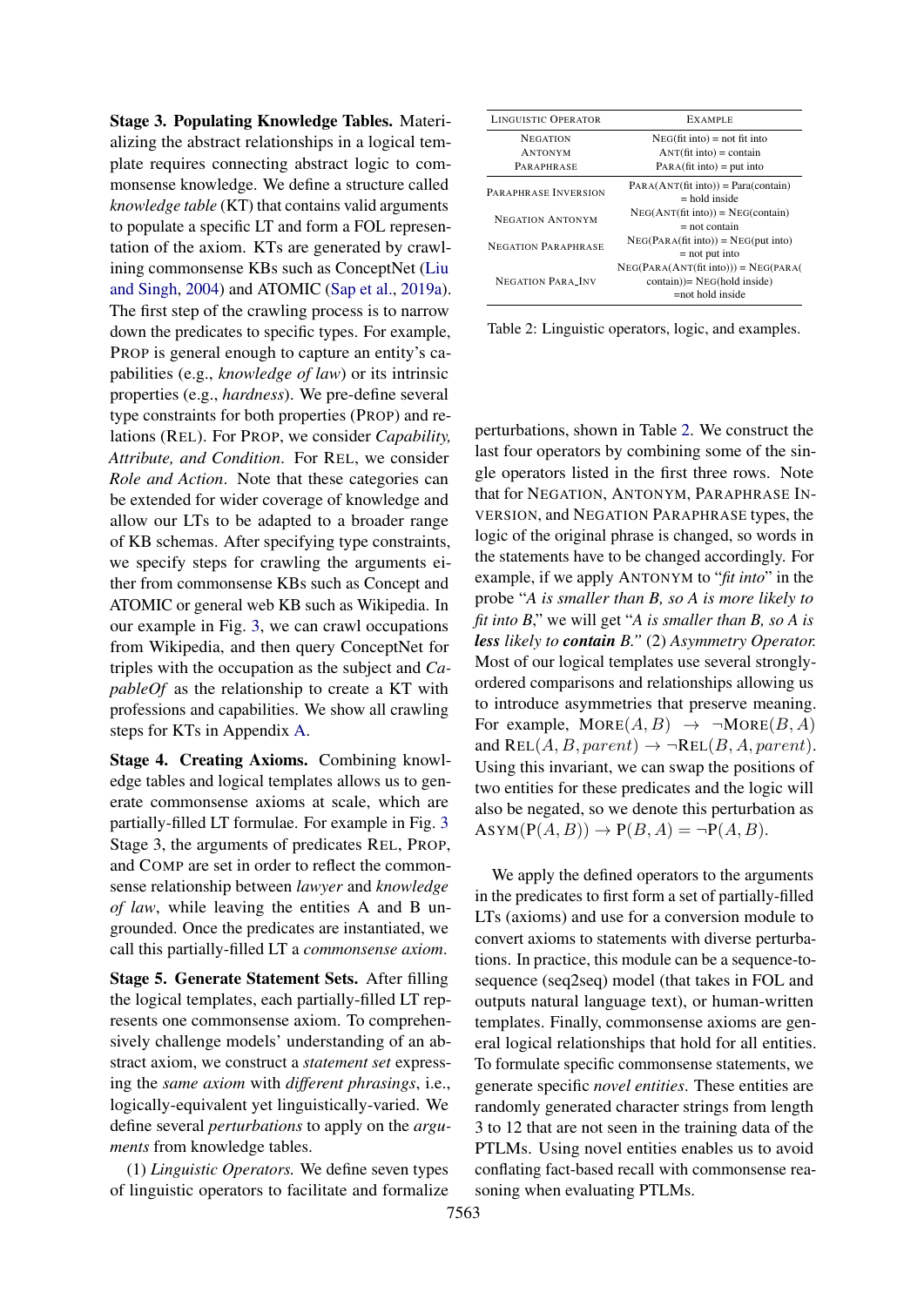**Stage 3. Populating Knowledge Tables.** Materializing the abstract relationships in a logical template requires connecting abstract logic to commonsense knowledge. We define a structure called *knowledge table* (KT) that contains valid arguments to populate a specific LT and form a FOL representation of the axiom. KTs are generated by crawlining commonsense KBs such as ConceptNet (Liu and Singh, 2004) and ATOMIC (Sap et al., 2019a). The first step of the crawling process is to narrow down the predicates to specific types. For example, PROP is general enough to capture an entity's capabilities (e.g., *knowledge of law*) or its intrinsic properties (e.g., *hardness*). We pre-define several type constraints for both properties (PROP) and relations (REL). For PROP, we consider *Capability, Attribute, and Condition*. For REL, we consider *Role and Action*. Note that these categories can be extended for wider coverage of knowledge and allow our LTs to be adapted to a broader range of KB schemas. After specifying type constraints, we specify steps for crawling the arguments either from commonsense KBs such as Concept and ATOMIC or general web KB such as Wikipedia. In our example in Fig. 3, we can crawl occupations from Wikipedia, and then query ConceptNet for triples with the occupation as the subject and *CapableOf* as the relationship to create a KT with professions and capabilities. We show all crawling steps for KTs in Appendix A.

**Stage 4. Creating Axioms.** Combining knowledge tables and logical templates allows us to generate commonsense axioms at scale, which are partially-filled LT formulae. For example in Fig. 3 Stage 3, the arguments of predicates REL, PROP, and COMP are set in order to reflect the commonsense relationship between *lawyer* and *knowledge of law*, while leaving the entities A and B ungrounded. Once the predicates are instantiated, we call this partially-filled LT a *commonsense axiom*.

**Stage 5. Generate Statement Sets.** After filling the logical templates, each partially-filled LT represents one commonsense axiom. To comprehensively challenge models' understanding of an abstract axiom, we construct a *statement set* expressing the *same axiom* with *different phrasings*, i.e., logically-equivalent yet linguistically-varied. We define several *perturbations* to apply on the *arguments* from knowledge tables.

(1) *Linguistic Operators.* We define seven types of linguistic operators to facilitate and formalize perturbations, shown in Table 2. We construct the last four operators by combining some of the single operators listed in the first three rows. Note that for NEGATION, ANTONYM, PARAPHRASE INVERSION, and NEGATION PARAPHRASE types, the logic of the original phrase is changed, so words in the statements have to be changed accordingly. For example, if we apply ANTONYM to "*fit into*" in the probe "*A is smaller than B, so A is more likely to fit into B*," we will get "*A is smaller than B, so A is **less** likely to **contain** B.*" (2) *Asymmetry Operator.* Most of our logical templates use several strongly-ordered comparisons and relationships allowing us to introduce asymmetries that preserve meaning. For example, $\text{MORE}(A, B) \rightarrow \neg\text{MORE}(B, A)$ and $\text{REL}(A, B, parent) \rightarrow \neg\text{REL}(B, A, parent)$. Using this invariant, we can swap the positions of two entities for these predicates and the logic will also be negated, so we denote this perturbation as $\text{ASYM}(\text{P}(A, B)) \rightarrow \text{P}(B, A) = \neg\text{P}(A, B)$.

| LINGUISTIC OPERATOR | EXAMPLE |
|---|---|
| NEGATION | NEG(fit into) = not fit into |
| ANTONYM | ANT(fit into) = contain |
| PARAPHRASE | PARA(fit into) = put into |
| PARAPHRASE INVERSION | PARA(ANT(fit into)) = Para(contain) = hold inside |
| NEGATION ANTONYM | NEG(ANT(fit into)) = NEG(contain) = not contain |
| NEGATION PARAPHRASE | NEG(PARA(fit into)) = NEG(put into) = not put into |
| NEGATION PARA_INV | NEG(PARA(ANT(fit into))) = NEG(PARA(contain))= NEG(hold inside) =not hold inside |

Table 2: Linguistic operators, logic, and examples.

We apply the defined operators to the arguments in the predicates to first form a set of partially-filled LTs (axioms) and use for a conversion module to convert axioms to statements with diverse perturbations. In practice, this module can be a sequence-to-sequence (seq2seq) model (that takes in FOL and outputs natural language text), or human-written templates. Finally, commonsense axioms are general logical relationships that hold for all entities. To formulate specific commonsense statements, we generate specific *novel entities*. These entities are randomly generated character strings from length 3 to 12 that are not seen in the training data of the PTLMs. Using novel entities enables us to avoid conflating fact-based recall with commonsense reasoning when evaluating PTLMs.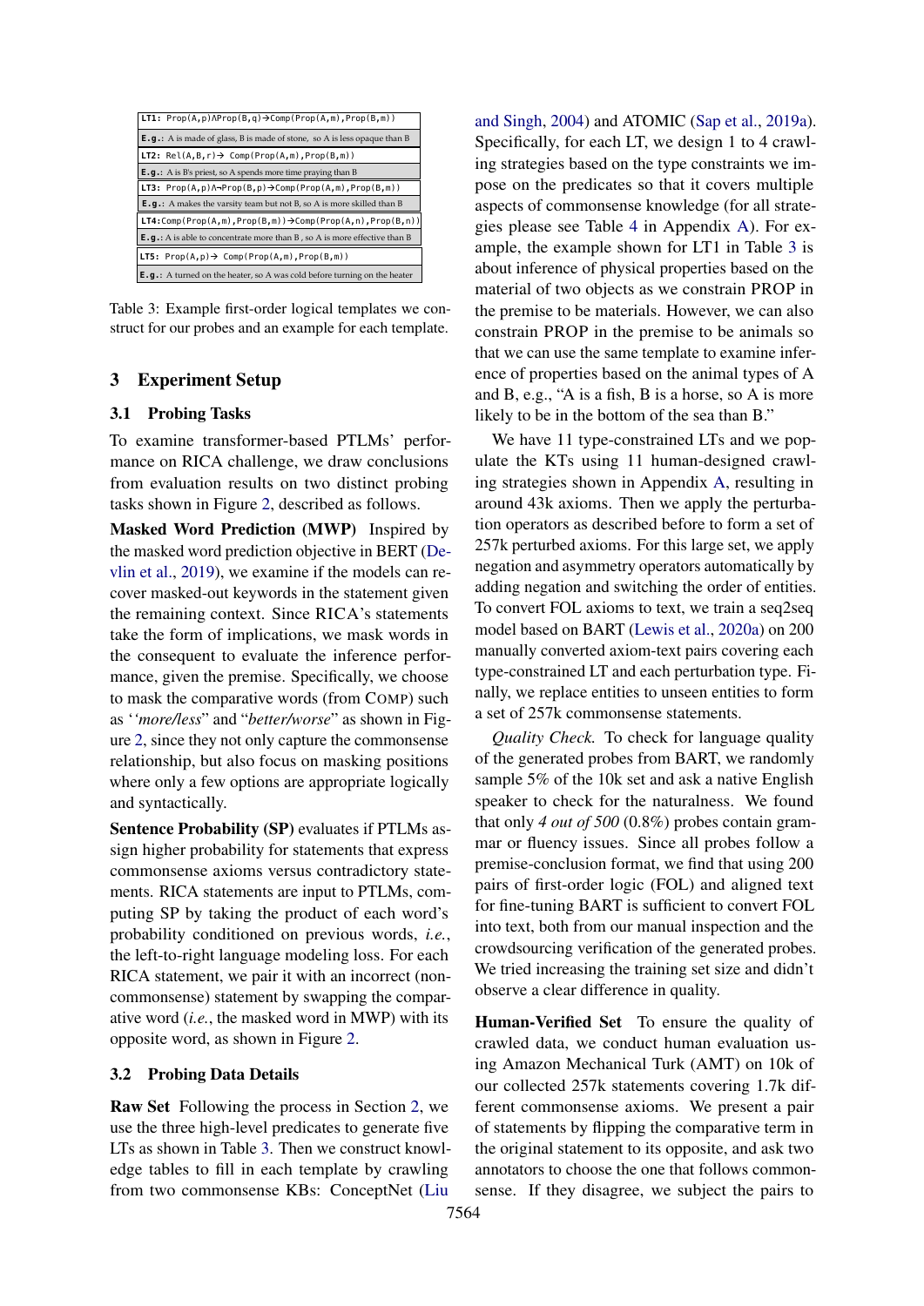| LT1: Prop(A,p)∧Prop(B,q)→Comp(Prop(A,m),Prop(B,m)) |
|---|
| E.g.: A is made of glass, B is made of stone, so A is less opaque than B |
| LT2: Rel(A,B,r)→ Comp(Prop(A,m),Prop(B,m)) |
| E.g.: A is B's priest, so A spends more time praying than B |
| LT3: Prop(A,p)∧¬Prop(B,p)→Comp(Prop(A,m),Prop(B,m)) |
| E.g.: A makes the varsity team but not B, so A is more skilled than B |
| LT4: Comp(Prop(A,m),Prop(B,m))→Comp(Prop(A,n),Prop(B,n)) |
| E.g.: A is able to concentrate more than B, so A is more effective than B |
| LT5: Prop(A,p)→ Comp(Prop(A,m),Prop(B,m)) |
| E.g.: A turned on the heater, so A was cold before turning on the heater |

Table 3: Example first-order logical templates we construct for our probes and an example for each template.

## 3 Experiment Setup

### 3.1 Probing Tasks

To examine transformer-based PTLMs' performance on RICA challenge, we draw conclusions from evaluation results on two distinct probing tasks shown in Figure 2, described as follows.

**Masked Word Prediction (MWP)** Inspired by the masked word prediction objective in BERT (Devlin et al., 2019), we examine if the models can recover masked-out keywords in the statement given the remaining context. Since RICA's statements take the form of implications, we mask words in the consequent to evaluate the inference performance, given the premise. Specifically, we choose to mask the comparative words (from COMP) such as '*'more/less*'' and "*better/worse*" as shown in Figure 2, since they not only capture the commonsense relationship, but also focus on masking positions where only a few options are appropriate logically and syntactically.

**Sentence Probability (SP)** evaluates if PTLMs assign higher probability for statements that express commonsense axioms versus contradictory statements. RICA statements are input to PTLMs, computing SP by taking the product of each word's probability conditioned on previous words, *i.e.*, the left-to-right language modeling loss. For each RICA statement, we pair it with an incorrect (non-commonsense) statement by swapping the comparative word (*i.e.*, the masked word in MWP) with its opposite word, as shown in Figure 2.

### 3.2 Probing Data Details

**Raw Set** Following the process in Section 2, we use the three high-level predicates to generate five LTs as shown in Table 3. Then we construct knowledge tables to fill in each template by crawling from two commonsense KBs: ConceptNet (Liu and Singh, 2004) and ATOMIC (Sap et al., 2019a). Specifically, for each LT, we design 1 to 4 crawling strategies based on the type constraints we impose on the predicates so that it covers multiple aspects of commonsense knowledge (for all strategies please see Table 4 in Appendix A). For example, the example shown for LT1 in Table 3 is about inference of physical properties based on the material of two objects as we constrain PROP in the premise to be materials. However, we can also constrain PROP in the premise to be animals so that we can use the same template to examine inference of properties based on the animal types of A and B, e.g., "A is a fish, B is a horse, so A is more likely to be in the bottom of the sea than B."

We have 11 type-constrained LTs and we populate the KTs using 11 human-designed crawling strategies shown in Appendix A, resulting in around 43k axioms. Then we apply the perturbation operators as described before to form a set of 257k perturbed axioms. For this large set, we apply negation and asymmetry operators automatically by adding negation and switching the order of entities. To convert FOL axioms to text, we train a seq2seq model based on BART (Lewis et al., 2020a) on 200 manually converted axiom-text pairs covering each type-constrained LT and each perturbation type. Finally, we replace entities to unseen entities to form a set of 257k commonsense statements.

*Quality Check.* To check for language quality of the generated probes from BART, we randomly sample 5% of the 10k set and ask a native English speaker to check for the naturalness. We found that only *4 out of 500* (0.8%) probes contain grammar or fluency issues. Since all probes follow a premise-conclusion format, we find that using 200 pairs of first-order logic (FOL) and aligned text for fine-tuning BART is sufficient to convert FOL into text, both from our manual inspection and the crowdsourcing verification of the generated probes. We tried increasing the training set size and didn't observe a clear difference in quality.

**Human-Verified Set** To ensure the quality of crawled data, we conduct human evaluation using Amazon Mechanical Turk (AMT) on 10k of our collected 257k statements covering 1.7k different commonsense axioms. We present a pair of statements by flipping the comparative term in the original statement to its opposite, and ask two annotators to choose the one that follows commonsense. If they disagree, we subject the pairs to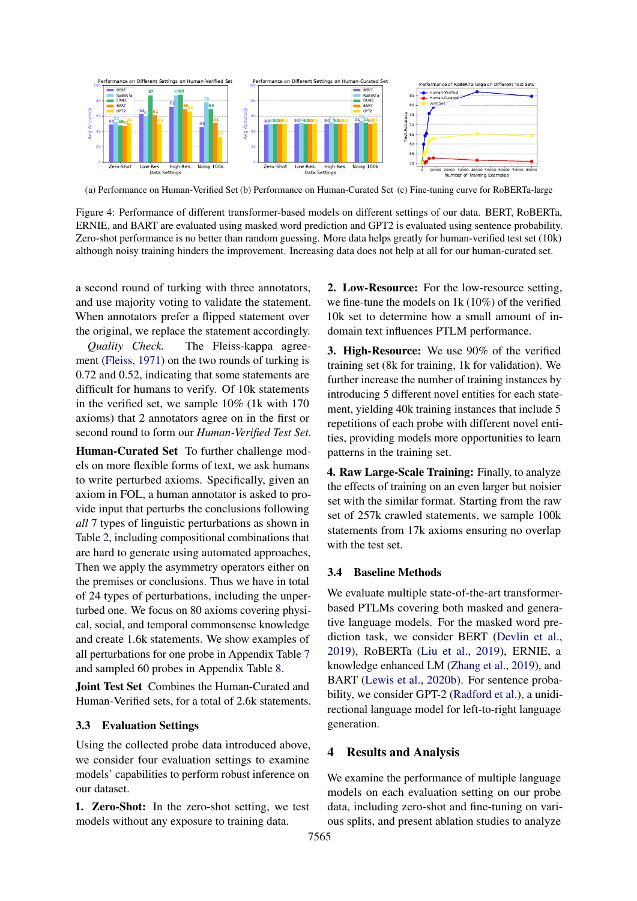(a) Performance on Human-Verified Set (b) Performance on Human-Curated Set (c) Fine-tuning curve for RoBERTa-large

Figure 4: Performance of different transformer-based models on different settings of our data. BERT, RoBERTa, ERNIE, and BART are evaluated using masked word prediction and GPT2 is evaluated using sentence probability. Zero-shot performance is no better than random guessing. More data helps greatly for human-verified test set (10k) although noisy training hinders the improvement. Increasing data does not help at all for our human-curated set.

a second round of turking with three annotators, and use majority voting to validate the statement. When annotators prefer a flipped statement over the original, we replace the statement accordingly.

*Quality Check.* The Fleiss-kappa agreement (Fleiss, 1971) on the two rounds of turking is 0.72 and 0.52, indicating that some statements are difficult for humans to verify. Of 10k statements in the verified set, we sample 10% (1k with 170 axioms) that 2 annotators agree on in the first or second round to form our *Human-Verified Test Set*.

**Human-Curated Set** To further challenge models on more flexible forms of text, we ask humans to write perturbed axioms. Specifically, given an axiom in FOL, a human annotator is asked to provide input that perturbs the conclusions following *all* 7 types of linguistic perturbations as shown in Table 2, including compositional combinations that are hard to generate using automated approaches, Then we apply the asymmetry operators either on the premises or conclusions. Thus we have in total of 24 types of perturbations, including the unperturbed one. We focus on 80 axioms covering physical, social, and temporal commonsense knowledge and create 1.6k statements. We show examples of all perturbations for one probe in Appendix Table 7 and sampled 60 probes in Appendix Table 8.

**Joint Test Set** Combines the Human-Curated and Human-Verified sets, for a total of 2.6k statements.

### 3.3 Evaluation Settings

Using the collected probe data introduced above, we consider four evaluation settings to examine models' capabilities to perform robust inference on our dataset.

**1. Zero-Shot:** In the zero-shot setting, we test models without any exposure to training data.

**2. Low-Resource:** For the low-resource setting, we fine-tune the models on 1k (10%) of the verified 10k set to determine how a small amount of in-domain text influences PTLM performance.

**3. High-Resource:** We use 90% of the verified training set (8k for training, 1k for validation). We further increase the number of training instances by introducing 5 different novel entities for each statement, yielding 40k training instances that include 5 repetitions of each probe with different novel entities, providing models more opportunities to learn patterns in the training set.

**4. Raw Large-Scale Training:** Finally, to analyze the effects of training on an even larger but noisier set with the similar format. Starting from the raw set of 257k crawled statements, we sample 100k statements from 17k axioms ensuring no overlap with the test set.

### 3.4 Baseline Methods

We evaluate multiple state-of-the-art transformer-based PTLMs covering both masked and generative language models. For the masked word prediction task, we consider BERT (Devlin et al., 2019), RoBERTa (Liu et al., 2019), ERNIE, a knowledge enhanced LM (Zhang et al., 2019), and BART (Lewis et al., 2020b). For sentence probability, we consider GPT-2 (Radford et al.), a unidirectional language model for left-to-right language generation.

## 4 Results and Analysis

We examine the performance of multiple language models on each evaluation setting on our probe data, including zero-shot and fine-tuning on various splits, and present ablation studies to analyze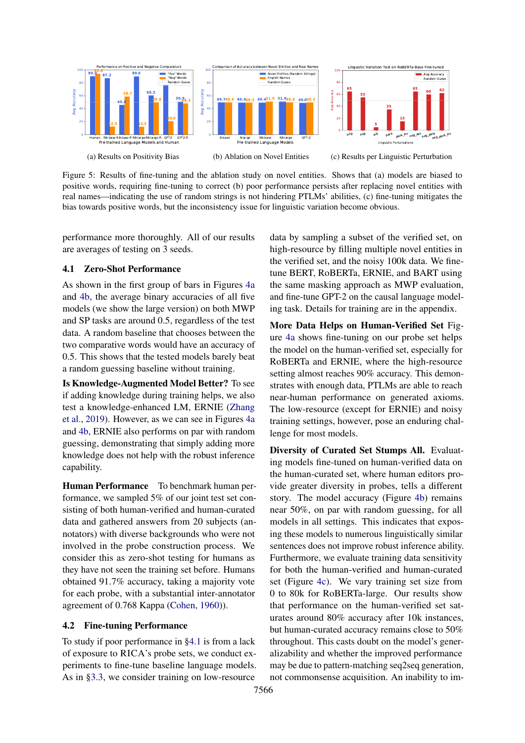(a) Results on Positivity Bias

(b) Ablation on Novel Entities

(c) Results per Linguistic Perturbation

Figure 5: Results of fine-tuning and the ablation study on novel entities. Shows that (a) models are biased to positive words, requiring fine-tuning to correct (b) poor performance persists after replacing novel entities with real names—indicating the use of random strings is not hindering PTLMs' abilities, (c) fine-tuning mitigates the bias towards positive words, but the inconsistency issue for linguistic variation become obvious.

performance more thoroughly. All of our results are averages of testing on 3 seeds.

## 4.1 Zero-Shot Performance

As shown in the first group of bars in Figures 4a and 4b, the average binary accuracies of all five models (we show the large version) on both MWP and SP tasks are around 0.5, regardless of the test data. A random baseline that chooses between the two comparative words would have an accuracy of 0.5. This shows that the tested models barely beat a random guessing baseline without training.

**Is Knowledge-Augmented Model Better?** To see if adding knowledge during training helps, we also test a knowledge-enhanced LM, ERNIE (Zhang et al., 2019). However, as we can see in Figures 4a and 4b, ERNIE also performs on par with random guessing, demonstrating that simply adding more knowledge does not help with the robust inference capability.

**Human Performance** To benchmark human performance, we sampled 5% of our joint test set consisting of both human-verified and human-curated data and gathered answers from 20 subjects (annotators) with diverse backgrounds who were not involved in the probe construction process. We consider this as zero-shot testing for humans as they have not seen the training set before. Humans obtained 91.7% accuracy, taking a majority vote for each probe, with a substantial inter-annotator agreement of 0.768 Kappa (Cohen, 1960)).

## 4.2 Fine-tuning Performance

To study if poor performance in §4.1 is from a lack of exposure to RICA's probe sets, we conduct experiments to fine-tune baseline language models. As in §3.3, we consider training on low-resource data by sampling a subset of the verified set, on high-resource by filling multiple novel entities in the verified set, and the noisy 100k data. We fine-tune BERT, RoBERTa, ERNIE, and BART using the same masking approach as MWP evaluation, and fine-tune GPT-2 on the causal language modeling task. Details for training are in the appendix.

**More Data Helps on Human-Verified Set** Figure 4a shows fine-tuning on our probe set helps the model on the human-verified set, especially for RoBERTa and ERNIE, where the high-resource setting almost reaches 90% accuracy. This demonstrates with enough data, PTLMs are able to reach near-human performance on generated axioms. The low-resource (except for ERNIE) and noisy training settings, however, pose an enduring challenge for most models.

**Diversity of Curated Set Stumps All.** Evaluating models fine-tuned on human-verified data on the human-curated set, where human editors provide greater diversity in probes, tells a different story. The model accuracy (Figure 4b) remains near 50%, on par with random guessing, for all models in all settings. This indicates that exposing these models to numerous linguistically similar sentences does not improve robust inference ability. Furthermore, we evaluate training data sensitivity for both the human-verified and human-curated set (Figure 4c). We vary training set size from 0 to 80k for RoBERTa-large. Our results show that performance on the human-verified set saturates around 80% accuracy after 10k instances, but human-curated accuracy remains close to 50% throughout. This casts doubt on the model's generalizability and whether the improved performance may be due to pattern-matching seq2seq generation, not commonsense acquisition. An inability to im-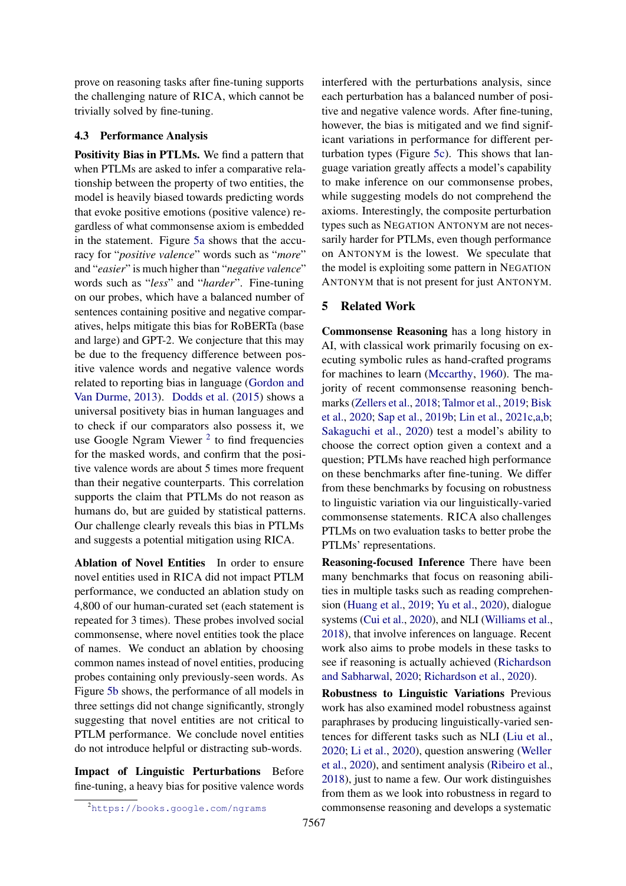prove on reasoning tasks after fine-tuning supports the challenging nature of RICA, which cannot be trivially solved by fine-tuning.

### 4.3 Performance Analysis

**Positivity Bias in PTLMs.** We find a pattern that when PTLMs are asked to infer a comparative relationship between the property of two entities, the model is heavily biased towards predicting words that evoke positive emotions (positive valence) regardless of what commonsense axiom is embedded in the statement. Figure 5a shows that the accuracy for "*positive valence*" words such as "*more*" and "*easier*" is much higher than "*negative valence*" words such as "*less*" and "*harder*". Fine-tuning on our probes, which have a balanced number of sentences containing positive and negative comparatives, helps mitigate this bias for RoBERTa (base and large) and GPT-2. We conjecture that this may be due to the frequency difference between positive valence words and negative valence words related to reporting bias in language (Gordon and Van Durme, 2013). Dodds et al. (2015) shows a universal positivety bias in human languages and to check if our comparators also possess it, we use Google Ngram Viewer [2] to find frequencies for the masked words, and confirm that the positive valence words are about 5 times more frequent than their negative counterparts. This correlation supports the claim that PTLMs do not reason as humans do, but are guided by statistical patterns. Our challenge clearly reveals this bias in PTLMs and suggests a potential mitigation using RICA.

**Ablation of Novel Entities** In order to ensure novel entities used in RICA did not impact PTLM performance, we conducted an ablation study on 4,800 of our human-curated set (each statement is repeated for 3 times). These probes involved social commonsense, where novel entities took the place of names. We conduct an ablation by choosing common names instead of novel entities, producing probes containing only previously-seen words. As Figure 5b shows, the performance of all models in three settings did not change significantly, strongly suggesting that novel entities are not critical to PTLM performance. We conclude novel entities do not introduce helpful or distracting sub-words.

**Impact of Linguistic Perturbations** Before fine-tuning, a heavy bias for positive valence words interfered with the perturbations analysis, since each perturbation has a balanced number of positive and negative valence words. After fine-tuning, however, the bias is mitigated and we find significant variations in performance for different perturbation types (Figure 5c). This shows that language variation greatly affects a model's capability to make inference on our commonsense probes, while suggesting models do not comprehend the axioms. Interestingly, the composite perturbation types such as NEGATION ANTONYM are not necessarily harder for PTLMs, even though performance on ANTONYM is the lowest. We speculate that the model is exploiting some pattern in NEGATION ANTONYM that is not present for just ANTONYM.

## 5 Related Work

**Commonsense Reasoning** has a long history in AI, with classical work primarily focusing on executing symbolic rules as hand-crafted programs for machines to learn (Mccarthy, 1960). The majority of recent commonsense reasoning benchmarks (Zellers et al., 2018; Talmor et al., 2019; Bisk et al., 2020; Sap et al., 2019b; Lin et al., 2021c,a,b; Sakaguchi et al., 2020) test a model's ability to choose the correct option given a context and a question; PTLMs have reached high performance on these benchmarks after fine-tuning. We differ from these benchmarks by focusing on robustness to linguistic variation via our linguistically-varied commonsense statements. RICA also challenges PTLMs on two evaluation tasks to better probe the PTLMs' representations.

**Reasoning-focused Inference** There have been many benchmarks that focus on reasoning abilities in multiple tasks such as reading comprehension (Huang et al., 2019; Yu et al., 2020), dialogue systems (Cui et al., 2020), and NLI (Williams et al., 2018), that involve inferences on language. Recent work also aims to probe models in these tasks to see if reasoning is actually achieved (Richardson and Sabharwal, 2020; Richardson et al., 2020).

**Robustness to Linguistic Variations** Previous work has also examined model robustness against paraphrases by producing linguistically-varied sentences for different tasks such as NLI (Liu et al., 2020; Li et al., 2020), question answering (Weller et al., 2020), and sentiment analysis (Ribeiro et al., 2018), just to name a few. Our work distinguishes from them as we look into robustness in regard to commonsense reasoning and develops a systematic

[2] https://books.google.com/ngrams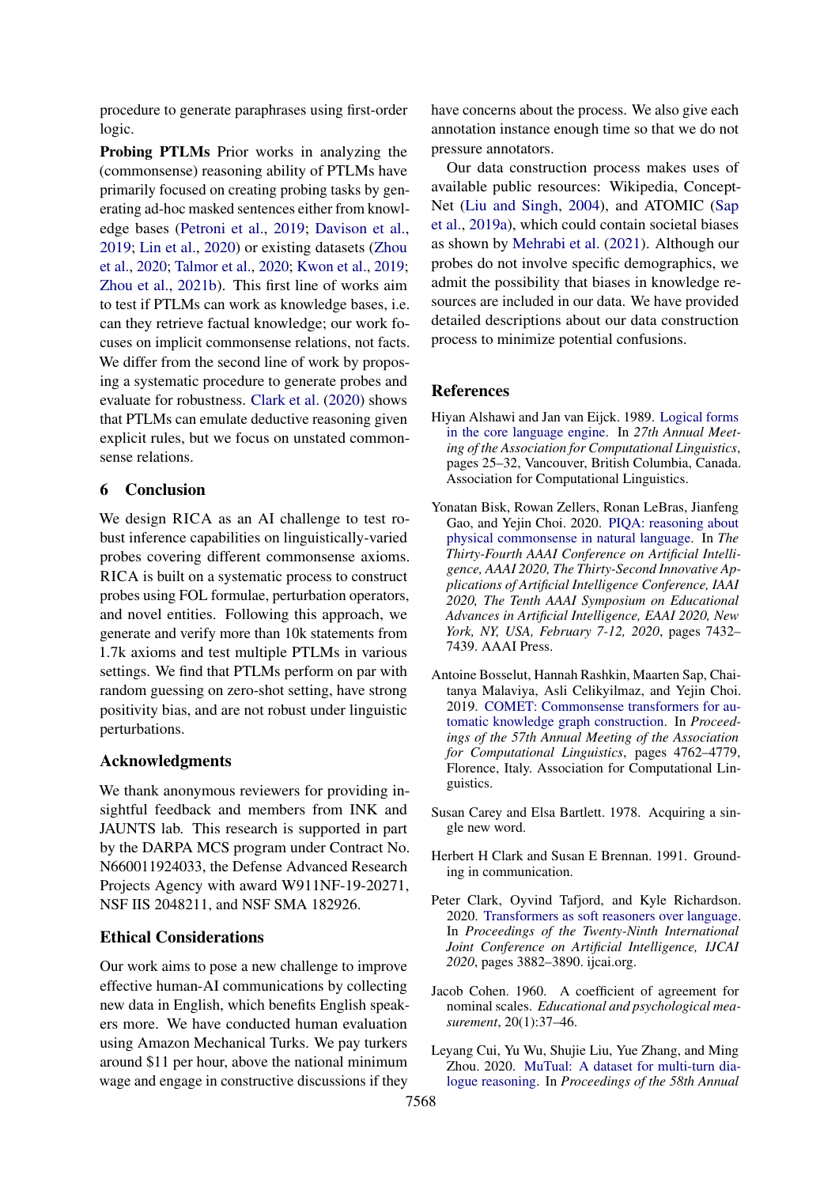procedure to generate paraphrases using first-order logic.

**Probing PTLMs** Prior works in analyzing the (commonsense) reasoning ability of PTLMs have primarily focused on creating probing tasks by generating ad-hoc masked sentences either from knowledge bases (Petroni et al., 2019; Davison et al., 2019; Lin et al., 2020) or existing datasets (Zhou et al., 2020; Talmor et al., 2020; Kwon et al., 2019; Zhou et al., 2021b). This first line of works aim to test if PTLMs can work as knowledge bases, i.e. can they retrieve factual knowledge; our work focuses on implicit commonsense relations, not facts. We differ from the second line of work by proposing a systematic procedure to generate probes and evaluate for robustness. Clark et al. (2020) shows that PTLMs can emulate deductive reasoning given explicit rules, but we focus on unstated commonsense relations.

## 6 Conclusion

We design RICA as an AI challenge to test robust inference capabilities on linguistically-varied probes covering different commonsense axioms. RICA is built on a systematic process to construct probes using FOL formulae, perturbation operators, and novel entities. Following this approach, we generate and verify more than 10k statements from 1.7k axioms and test multiple PTLMs in various settings. We find that PTLMs perform on par with random guessing on zero-shot setting, have strong positivity bias, and are not robust under linguistic perturbations.

## Acknowledgments

We thank anonymous reviewers for providing insightful feedback and members from INK and JAUNTS lab. This research is supported in part by the DARPA MCS program under Contract No. N660011924033, the Defense Advanced Research Projects Agency with award W911NF-19-20271, NSF IIS 2048211, and NSF SMA 182926.

## Ethical Considerations

Our work aims to pose a new challenge to improve effective human-AI communications by collecting new data in English, which benefits English speakers more. We have conducted human evaluation using Amazon Mechanical Turks. We pay turkers around $11 per hour, above the national minimum wage and engage in constructive discussions if they have concerns about the process. We also give each annotation instance enough time so that we do not pressure annotators.

Our data construction process makes uses of available public resources: Wikipedia, ConceptNet (Liu and Singh, 2004), and ATOMIC (Sap et al., 2019a), which could contain societal biases as shown by Mehrabi et al. (2021). Although our probes do not involve specific demographics, we admit the possibility that biases in knowledge resources are included in our data. We have provided detailed descriptions about our data construction process to minimize potential confusions.

## References

Hiyan Alshawi and Jan van Eijck. 1989. Logical forms in the core language engine. In *27th Annual Meeting of the Association for Computational Linguistics*, pages 25–32, Vancouver, British Columbia, Canada. Association for Computational Linguistics.

Yonatan Bisk, Rowan Zellers, Ronan LeBras, Jianfeng Gao, and Yejin Choi. 2020. PIQA: reasoning about physical commonsense in natural language. In *The Thirty-Fourth AAAI Conference on Artificial Intelligence, AAAI 2020, The Thirty-Second Innovative Applications of Artificial Intelligence Conference, IAAI 2020, The Tenth AAAI Symposium on Educational Advances in Artificial Intelligence, EAAI 2020, New York, NY, USA, February 7-12, 2020*, pages 7432–7439. AAAI Press.

Antoine Bosselut, Hannah Rashkin, Maarten Sap, Chaitanya Malaviya, Asli Celikyilmaz, and Yejin Choi. 2019. COMET: Commonsense transformers for automatic knowledge graph construction. In *Proceedings of the 57th Annual Meeting of the Association for Computational Linguistics*, pages 4762–4779, Florence, Italy. Association for Computational Linguistics.

Susan Carey and Elsa Bartlett. 1978. Acquiring a single new word.

Herbert H Clark and Susan E Brennan. 1991. Grounding in communication.

Peter Clark, Oyvind Tafjord, and Kyle Richardson. 2020. Transformers as soft reasoners over language. In *Proceedings of the Twenty-Ninth International Joint Conference on Artificial Intelligence, IJCAI 2020*, pages 3882–3890. ijcai.org.

Jacob Cohen. 1960. A coefficient of agreement for nominal scales. *Educational and psychological measurement*, 20(1):37–46.

Leyang Cui, Yu Wu, Shujie Liu, Yue Zhang, and Ming Zhou. 2020. MuTual: A dataset for multi-turn dialogue reasoning. In *Proceedings of the 58th Annual*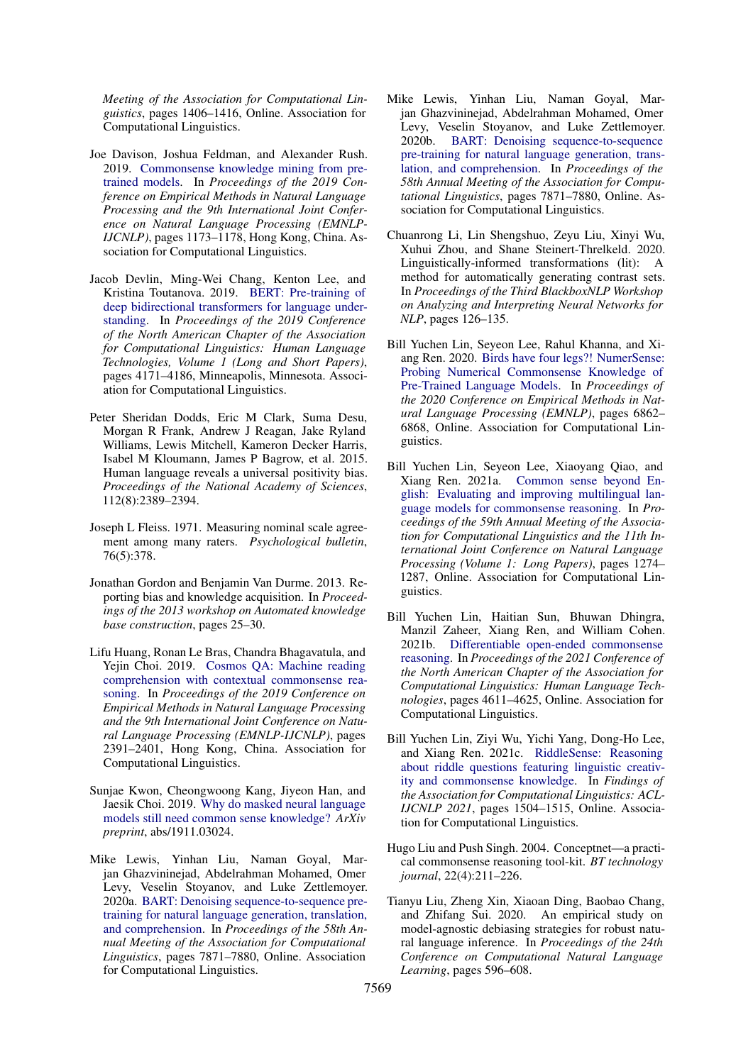*Meeting of the Association for Computational Linguistics*, pages 1406–1416, Online. Association for Computational Linguistics.

Joe Davison, Joshua Feldman, and Alexander Rush. 2019. Commonsense knowledge mining from pre-trained models. In *Proceedings of the 2019 Conference on Empirical Methods in Natural Language Processing and the 9th International Joint Conference on Natural Language Processing (EMNLP-IJCNLP)*, pages 1173–1178, Hong Kong, China. Association for Computational Linguistics.

Jacob Devlin, Ming-Wei Chang, Kenton Lee, and Kristina Toutanova. 2019. BERT: Pre-training of deep bidirectional transformers for language understanding. In *Proceedings of the 2019 Conference of the North American Chapter of the Association for Computational Linguistics: Human Language Technologies, Volume 1 (Long and Short Papers)*, pages 4171–4186, Minneapolis, Minnesota. Association for Computational Linguistics.

Peter Sheridan Dodds, Eric M Clark, Suma Desu, Morgan R Frank, Andrew J Reagan, Jake Ryland Williams, Lewis Mitchell, Kameron Decker Harris, Isabel M Kloumann, James P Bagrow, et al. 2015. Human language reveals a universal positivity bias. *Proceedings of the National Academy of Sciences*, 112(8):2389–2394.

Joseph L Fleiss. 1971. Measuring nominal scale agreement among many raters. *Psychological bulletin*, 76(5):378.

Jonathan Gordon and Benjamin Van Durme. 2013. Reporting bias and knowledge acquisition. In *Proceedings of the 2013 workshop on Automated knowledge base construction*, pages 25–30.

Lifu Huang, Ronan Le Bras, Chandra Bhagavatula, and Yejin Choi. 2019. Cosmos QA: Machine reading comprehension with contextual commonsense reasoning. In *Proceedings of the 2019 Conference on Empirical Methods in Natural Language Processing and the 9th International Joint Conference on Natural Language Processing (EMNLP-IJCNLP)*, pages 2391–2401, Hong Kong, China. Association for Computational Linguistics.

Sunjae Kwon, Cheongwoong Kang, Jiyeon Han, and Jaesik Choi. 2019. Why do masked neural language models still need common sense knowledge? *ArXiv preprint*, abs/1911.03024.

Mike Lewis, Yinhan Liu, Naman Goyal, Marjan Ghazvininejad, Abdelrahman Mohamed, Omer Levy, Veselin Stoyanov, and Luke Zettlemoyer. 2020a. BART: Denoising sequence-to-sequence pre-training for natural language generation, translation, and comprehension. In *Proceedings of the 58th Annual Meeting of the Association for Computational Linguistics*, pages 7871–7880, Online. Association for Computational Linguistics.

Mike Lewis, Yinhan Liu, Naman Goyal, Marjan Ghazvininejad, Abdelrahman Mohamed, Omer Levy, Veselin Stoyanov, and Luke Zettlemoyer. 2020b. BART: Denoising sequence-to-sequence pre-training for natural language generation, translation, and comprehension. In *Proceedings of the 58th Annual Meeting of the Association for Computational Linguistics*, pages 7871–7880, Online. Association for Computational Linguistics.

Chuanrong Li, Lin Shengshuo, Zeyu Liu, Xinyi Wu, Xuhui Zhou, and Shane Steinert-Threlkeld. 2020. Linguistically-informed transformations (lit): A method for automatically generating contrast sets. In *Proceedings of the Third BlackboxNLP Workshop on Analyzing and Interpreting Neural Networks for NLP*, pages 126–135.

Bill Yuchen Lin, Seyeon Lee, Rahul Khanna, and Xiang Ren. 2020. Birds have four legs?! NumerSense: Probing Numerical Commonsense Knowledge of Pre-Trained Language Models. In *Proceedings of the 2020 Conference on Empirical Methods in Natural Language Processing (EMNLP)*, pages 6862–6868, Online. Association for Computational Linguistics.

Bill Yuchen Lin, Seyeon Lee, Xiaoyang Qiao, and Xiang Ren. 2021a. Common sense beyond English: Evaluating and improving multilingual language models for commonsense reasoning. In *Proceedings of the 59th Annual Meeting of the Association for Computational Linguistics and the 11th International Joint Conference on Natural Language Processing (Volume 1: Long Papers)*, pages 1274–1287, Online. Association for Computational Linguistics.

Bill Yuchen Lin, Haitian Sun, Bhuwan Dhingra, Manzil Zaheer, Xiang Ren, and William Cohen. 2021b. Differentiable open-ended commonsense reasoning. In *Proceedings of the 2021 Conference of the North American Chapter of the Association for Computational Linguistics: Human Language Technologies*, pages 4611–4625, Online. Association for Computational Linguistics.

Bill Yuchen Lin, Ziyi Wu, Yichi Yang, Dong-Ho Lee, and Xiang Ren. 2021c. RiddleSense: Reasoning about riddle questions featuring linguistic creativity and commonsense knowledge. In *Findings of the Association for Computational Linguistics: ACL-IJCNLP 2021*, pages 1504–1515, Online. Association for Computational Linguistics.

Hugo Liu and Push Singh. 2004. Conceptnet—a practical commonsense reasoning tool-kit. *BT technology journal*, 22(4):211–226.

Tianyu Liu, Zheng Xin, Xiaoan Ding, Baobao Chang, and Zhifang Sui. 2020. An empirical study on model-agnostic debiasing strategies for robust natural language inference. In *Proceedings of the 24th Conference on Computational Natural Language Learning*, pages 596–608.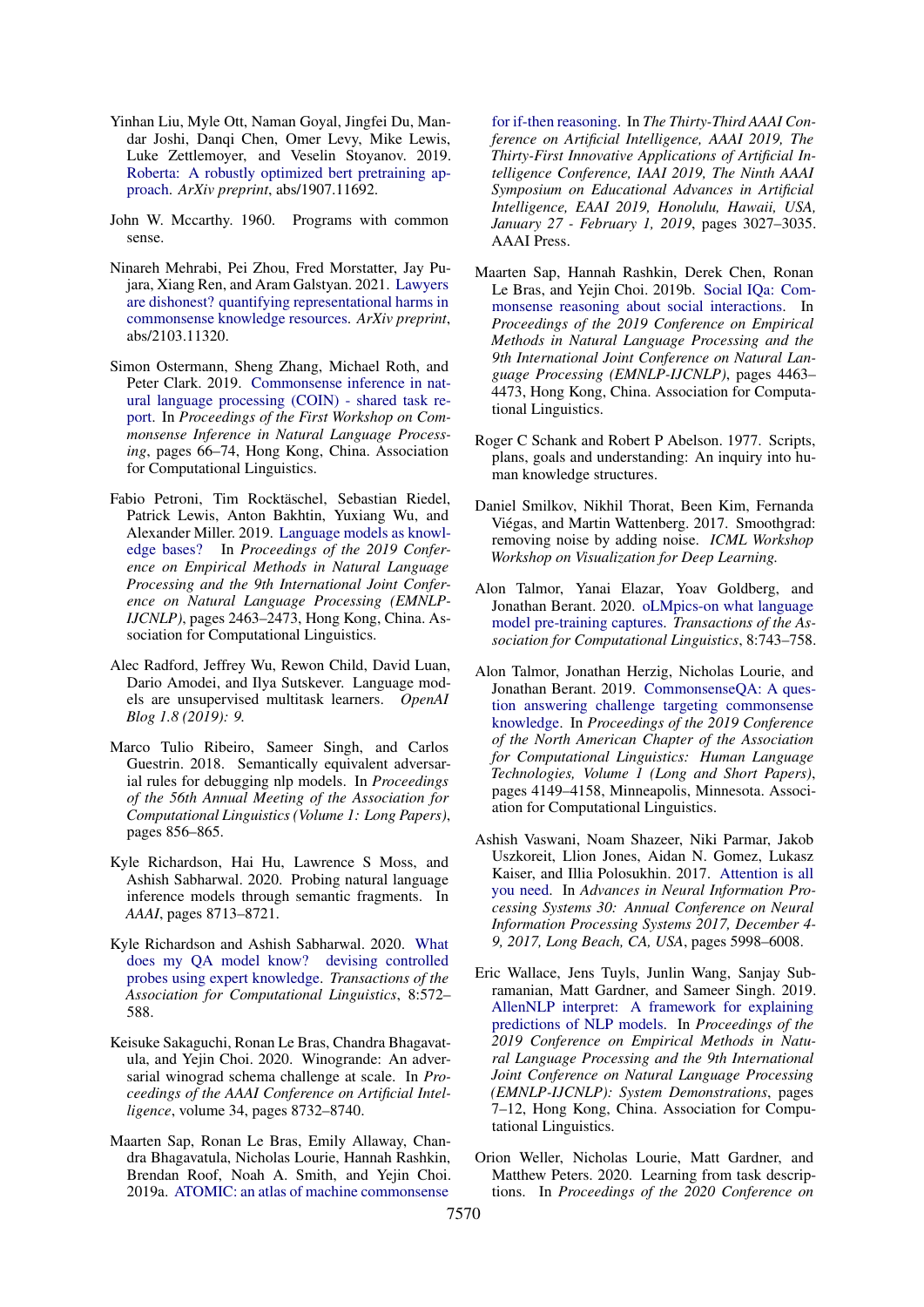Yinhan Liu, Myle Ott, Naman Goyal, Jingfei Du, Mandar Joshi, Danqi Chen, Omer Levy, Mike Lewis, Luke Zettlemoyer, and Veselin Stoyanov. 2019. Roberta: A robustly optimized bert pretraining approach. *ArXiv preprint*, abs/1907.11692.

John W. Mccarthy. 1960. Programs with common sense.

Ninareh Mehrabi, Pei Zhou, Fred Morstatter, Jay Pujara, Xiang Ren, and Aram Galstyan. 2021. Lawyers are dishonest? quantifying representational harms in commonsense knowledge resources. *ArXiv preprint*, abs/2103.11320.

Simon Ostermann, Sheng Zhang, Michael Roth, and Peter Clark. 2019. Commonsense inference in natural language processing (COIN) - shared task report. In *Proceedings of the First Workshop on Commonsense Inference in Natural Language Processing*, pages 66–74, Hong Kong, China. Association for Computational Linguistics.

Fabio Petroni, Tim Rocktäschel, Sebastian Riedel, Patrick Lewis, Anton Bakhtin, Yuxiang Wu, and Alexander Miller. 2019. Language models as knowledge bases? In *Proceedings of the 2019 Conference on Empirical Methods in Natural Language Processing and the 9th International Joint Conference on Natural Language Processing (EMNLP-IJCNLP)*, pages 2463–2473, Hong Kong, China. Association for Computational Linguistics.

Alec Radford, Jeffrey Wu, Rewon Child, David Luan, Dario Amodei, and Ilya Sutskever. Language models are unsupervised multitask learners. *OpenAI Blog 1.8 (2019): 9.*

Marco Tulio Ribeiro, Sameer Singh, and Carlos Guestrin. 2018. Semantically equivalent adversarial rules for debugging nlp models. In *Proceedings of the 56th Annual Meeting of the Association for Computational Linguistics (Volume 1: Long Papers)*, pages 856–865.

Kyle Richardson, Hai Hu, Lawrence S Moss, and Ashish Sabharwal. 2020. Probing natural language inference models through semantic fragments. In *AAAI*, pages 8713–8721.

Kyle Richardson and Ashish Sabharwal. 2020. What does my QA model know? devising controlled probes using expert knowledge. *Transactions of the Association for Computational Linguistics*, 8:572–588.

Keisuke Sakaguchi, Ronan Le Bras, Chandra Bhagavatula, and Yejin Choi. 2020. Winogrande: An adversarial winograd schema challenge at scale. In *Proceedings of the AAAI Conference on Artificial Intelligence*, volume 34, pages 8732–8740.

Maarten Sap, Ronan Le Bras, Emily Allaway, Chandra Bhagavatula, Nicholas Lourie, Hannah Rashkin, Brendan Roof, Noah A. Smith, and Yejin Choi. 2019a. ATOMIC: an atlas of machine commonsense for if-then reasoning. In *The Thirty-Third AAAI Conference on Artificial Intelligence, AAAI 2019, The Thirty-First Innovative Applications of Artificial Intelligence Conference, IAAI 2019, The Ninth AAAI Symposium on Educational Advances in Artificial Intelligence, EAAI 2019, Honolulu, Hawaii, USA, January 27 - February 1, 2019*, pages 3027–3035. AAAI Press.

Maarten Sap, Hannah Rashkin, Derek Chen, Ronan Le Bras, and Yejin Choi. 2019b. Social IQa: Commonsense reasoning about social interactions. In *Proceedings of the 2019 Conference on Empirical Methods in Natural Language Processing and the 9th International Joint Conference on Natural Language Processing (EMNLP-IJCNLP)*, pages 4463–4473, Hong Kong, China. Association for Computational Linguistics.

Roger C Schank and Robert P Abelson. 1977. Scripts, plans, goals and understanding: An inquiry into human knowledge structures.

Daniel Smilkov, Nikhil Thorat, Been Kim, Fernanda Viégas, and Martin Wattenberg. 2017. Smoothgrad: removing noise by adding noise. *ICML Workshop Workshop on Visualization for Deep Learning.*

Alon Talmor, Yanai Elazar, Yoav Goldberg, and Jonathan Berant. 2020. oLMpics-on what language model pre-training captures. *Transactions of the Association for Computational Linguistics*, 8:743–758.

Alon Talmor, Jonathan Herzig, Nicholas Lourie, and Jonathan Berant. 2019. CommonsenseQA: A question answering challenge targeting commonsense knowledge. In *Proceedings of the 2019 Conference of the North American Chapter of the Association for Computational Linguistics: Human Language Technologies, Volume 1 (Long and Short Papers)*, pages 4149–4158, Minneapolis, Minnesota. Association for Computational Linguistics.

Ashish Vaswani, Noam Shazeer, Niki Parmar, Jakob Uszkoreit, Llion Jones, Aidan N. Gomez, Lukasz Kaiser, and Illia Polosukhin. 2017. Attention is all you need. In *Advances in Neural Information Processing Systems 30: Annual Conference on Neural Information Processing Systems 2017, December 4-9, 2017, Long Beach, CA, USA*, pages 5998–6008.

Eric Wallace, Jens Tuyls, Junlin Wang, Sanjay Subramanian, Matt Gardner, and Sameer Singh. 2019. AllenNLP interpret: A framework for explaining predictions of NLP models. In *Proceedings of the 2019 Conference on Empirical Methods in Natural Language Processing and the 9th International Joint Conference on Natural Language Processing (EMNLP-IJCNLP): System Demonstrations*, pages 7–12, Hong Kong, China. Association for Computational Linguistics.

Orion Weller, Nicholas Lourie, Matt Gardner, and Matthew Peters. 2020. Learning from task descriptions. In *Proceedings of the 2020 Conference on*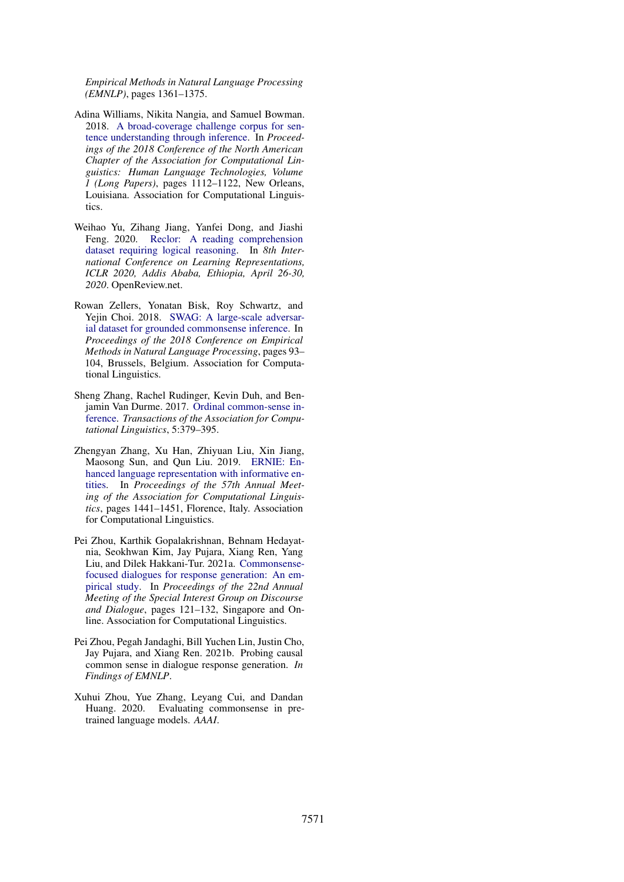*Empirical Methods in Natural Language Processing (EMNLP)*, pages 1361–1375.

Adina Williams, Nikita Nangia, and Samuel Bowman. 2018. A broad-coverage challenge corpus for sentence understanding through inference. In *Proceedings of the 2018 Conference of the North American Chapter of the Association for Computational Linguistics: Human Language Technologies, Volume 1 (Long Papers)*, pages 1112–1122, New Orleans, Louisiana. Association for Computational Linguistics.

Weihao Yu, Zihang Jiang, Yanfei Dong, and Jiashi Feng. 2020. Reclor: A reading comprehension dataset requiring logical reasoning. In *8th International Conference on Learning Representations, ICLR 2020, Addis Ababa, Ethiopia, April 26-30, 2020*. OpenReview.net.

Rowan Zellers, Yonatan Bisk, Roy Schwartz, and Yejin Choi. 2018. SWAG: A large-scale adversarial dataset for grounded commonsense inference. In *Proceedings of the 2018 Conference on Empirical Methods in Natural Language Processing*, pages 93–104, Brussels, Belgium. Association for Computational Linguistics.

Sheng Zhang, Rachel Rudinger, Kevin Duh, and Benjamin Van Durme. 2017. Ordinal common-sense inference. *Transactions of the Association for Computational Linguistics*, 5:379–395.

Zhengyan Zhang, Xu Han, Zhiyuan Liu, Xin Jiang, Maosong Sun, and Qun Liu. 2019. ERNIE: Enhanced language representation with informative entities. In *Proceedings of the 57th Annual Meeting of the Association for Computational Linguistics*, pages 1441–1451, Florence, Italy. Association for Computational Linguistics.

Pei Zhou, Karthik Gopalakrishnan, Behnam Hedayatnia, Seokhwan Kim, Jay Pujara, Xiang Ren, Yang Liu, and Dilek Hakkani-Tur. 2021a. Commonsense-focused dialogues for response generation: An empirical study. In *Proceedings of the 22nd Annual Meeting of the Special Interest Group on Discourse and Dialogue*, pages 121–132, Singapore and Online. Association for Computational Linguistics.

Pei Zhou, Pegah Jandaghi, Bill Yuchen Lin, Justin Cho, Jay Pujara, and Xiang Ren. 2021b. Probing causal common sense in dialogue response generation. *In Findings of EMNLP*.

Xuhui Zhou, Yue Zhang, Leyang Cui, and Dandan Huang. 2020. Evaluating commonsense in pre-trained language models. *AAAI*.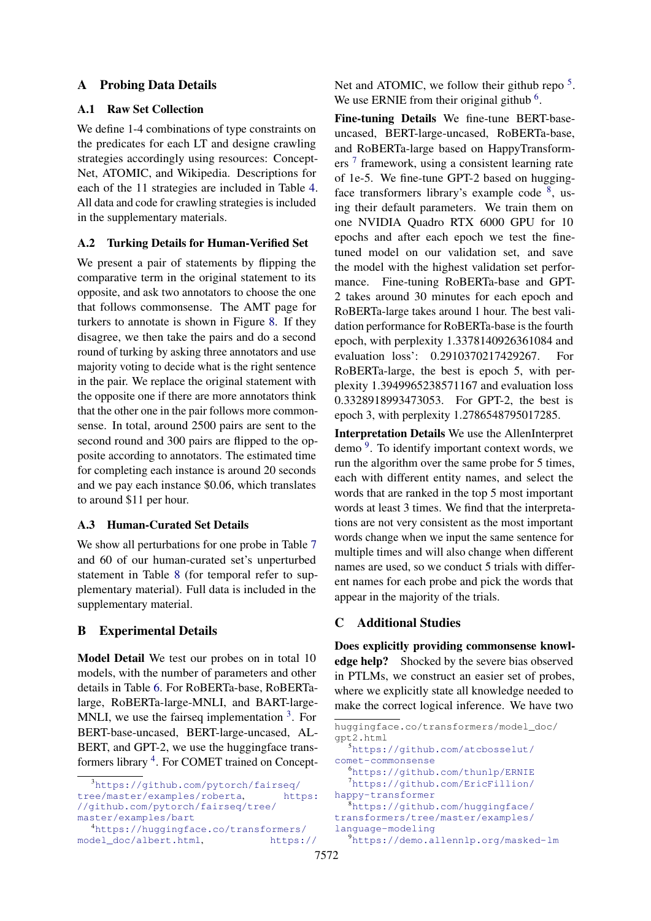# A Probing Data Details

## A.1 Raw Set Collection

We define 1-4 combinations of type constraints on the predicates for each LT and designe crawling strategies accordingly using resources: ConceptNet, ATOMIC, and Wikipedia. Descriptions for each of the 11 strategies are included in Table 4. All data and code for crawling strategies is included in the supplementary materials.

## A.2 Turking Details for Human-Verified Set

We present a pair of statements by flipping the comparative term in the original statement to its opposite, and ask two annotators to choose the one that follows commonsense. The AMT page for turkers to annotate is shown in Figure 8. If they disagree, we then take the pairs and do a second round of turking by asking three annotators and use majority voting to decide what is the right sentence in the pair. We replace the original statement with the opposite one if there are more annotators think that the other one in the pair follows more commonsense. In total, around 2500 pairs are sent to the second round and 300 pairs are flipped to the opposite according to annotators. The estimated time for completing each instance is around 20 seconds and we pay each instance \$0.06, which translates to around \$11 per hour.

## A.3 Human-Curated Set Details

We show all perturbations for one probe in Table 7 and 60 of our human-curated set's unperturbed statement in Table 8 (for temporal refer to supplementary material). Full data is included in the supplementary material.

# B Experimental Details

**Model Detail** We test our probes on in total 10 models, with the number of parameters and other details in Table 6. For RoBERTa-base, RoBERTa-large, RoBERTa-large-MNLI, and BART-large-MNLI, we use the fairseq implementation [3]. For BERT-base-uncased, BERT-large-uncased, ALBERT, and GPT-2, we use the huggingface transformers library [4]. For COMET trained on ConceptNet and ATOMIC, we follow their github repo [5]. We use ERNIE from their original github [6].

**Fine-tuning Details** We fine-tune BERT-base-uncased, BERT-large-uncased, RoBERTa-base, and RoBERTa-large based on HappyTransformers [7] framework, using a consistent learning rate of 1e-5. We fine-tune GPT-2 based on huggingface transformers library's example code [8], using their default parameters. We train them on one NVIDIA Quadro RTX 6000 GPU for 10 epochs and after each epoch we test the fine-tuned model on our validation set, and save the model with the highest validation set performance. Fine-tuning RoBERTa-base and GPT-2 takes around 30 minutes for each epoch and RoBERTa-large takes around 1 hour. The best validation performance for RoBERTa-base is the fourth epoch, with perplexity 1.3378140926361084 and evaluation loss': 0.2910370217429267. For RoBERTa-large, the best is epoch 5, with perplexity 1.3949965238571167 and evaluation loss 0.3328918993473053. For GPT-2, the best is epoch 3, with perplexity 1.2786548795017285.

**Interpretation Details** We use the AllenInterpret demo [9]. To identify important context words, we run the algorithm over the same probe for 5 times, each with different entity names, and select the words that are ranked in the top 5 most important words at least 3 times. We find that the interpretations are not very consistent as the most important words change when we input the same sentence for multiple times and will also change when different names are used, so we conduct 5 trials with different names for each probe and pick the words that appear in the majority of the trials.

# C Additional Studies

**Does explicitly providing commonsense knowledge help?** Shocked by the severe bias observed in PTLMs, we construct an easier set of probes, where we explicitly state all knowledge needed to make the correct logical inference. We have two

[3] https://github.com/pytorch/fairseq/tree/master/examples/roberta, https://github.com/pytorch/fairseq/tree/master/examples/bart

[4] https://huggingface.co/transformers/model_doc/albert.html, https://huggingface.co/transformers/model_doc/gpt2.html

[5] https://github.com/atcbosselut/comet-commonsense

[6] https://github.com/thunlp/ERNIE

[7] https://github.com/EricFillion/happy-transformer

[8] https://github.com/huggingface/transformers/tree/master/examples/language-modeling

[9] https://demo.allennlp.org/masked-lm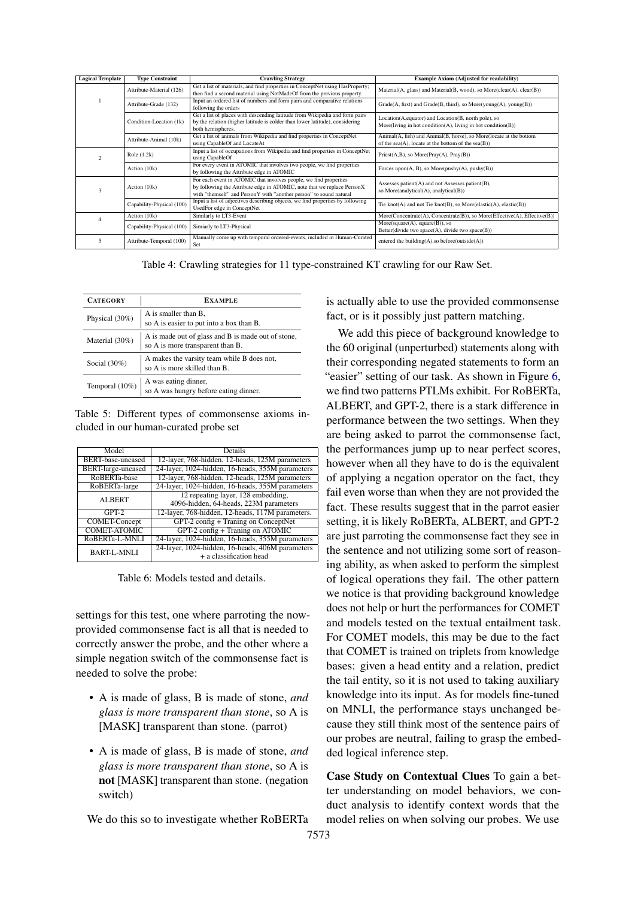| Logical Template | Type Constraint | Crawling Strategy | Example Axiom (Adjusted for readability) |
|---|---|---|---|
| 1 | Attribute-Material (126) | Get a list of materials, and find properties in ConceptNet using HasProperty; then find a second material using NotMadeOf from the previous property. | Material(A, glass) and Material(B, wood), so More(clear(A), clear(B)) |
| | Attribute-Grade (132) | Input an ordered list of numbers and form pairs and comparative relations following the orders | Grade(A, first) and Grade(B, third), so More(young(A), young(B)) |
| | Condition-Location (1k) | Get a list of places with descending latitude from Wikipedia and form pairs by the relation (higher latitude is colder than lower latitude), considering both hemispheres. | Location(A,equator) and Location(B, north pole), so More(living in hot condition(A), living in hot condition(B)) |
| | Attribute-Animal (10k) | Get a list of animals from Wikipedia and find properties in ConceptNet using CapableOf and LocateAt | Animal(A, fish) and Animal(B, horse), so More(locate at the bottom of the sea(A), locate at the bottom of the sea(B)) |
| 2 | Role (1.2k) | Input a list of occupations from Wikipedia and find properties in ConceptNet using CapableOf | Priest(A,B), so More(Pray(A), Pray(B)) |
| | Action (10k) | For every event in ATOMIC that involves two people, we find properties by following the Attribute edge in ATOMIC | Forces upon(A, B), so More(pushy(A), pushy(B)) |
| 3 | Action (10k) | For each event in ATOMIC that involves people, we find properties by following the Attribute edge in ATOMIC, note that we replace PersonX with "themself" and PersonY with "another person" to sound natural | Assesses patient(A) and not Assesses patient(B), so More(analytical(A), analytical(B)) |
| | Capability-Physical (100) | Input a list of adjectives describing objects, we find properties by following UsedFor edge in ConceptNet | Tie knot(A) and not Tie knot(B), so More(elastic(A), elastic(B)) |
| 4 | Action (10k) | Similarly to LT3-Event | More(Concentrate(A), Concentrate(B)), so More(Effective(A), Effective(B)) |
| | Capability-Physical (100) | Simiarly to LT3-Physical | More(square(A), square(B)), so Better(divide two space(A), divide two space(B)) |
| 5 | Attribute-Temporal (100) | Manually come up with temporal ordered-events, included in Human-Curated Set | entered the building(A),so before(outside(A)) |

Table 4: Crawling strategies for 11 type-constrained KT crawling for our Raw Set.

| CATEGORY | EXAMPLE |
|---|---|
| Physical (30%) | A is smaller than B, so A is easier to put into a box than B. |
| Material (30%) | A is made out of glass and B is made out of stone, so A is more transparent than B. |
| Social (30%) | A makes the varsity team while B does not, so A is more skilled than B. |
| Temporal (10%) | A was eating dinner, so A was hungry before eating dinner. |

Table 5: Different types of commonsense axioms included in our human-curated probe set

| Model | Details |
|---|---|
| BERT-base-uncased | 12-layer, 768-hidden, 12-heads, 125M parameters |
| BERT-large-uncased | 24-layer, 1024-hidden, 16-heads, 355M parameters |
| RoBERTa-base | 12-layer, 768-hidden, 12-heads, 125M parameters |
| RoBERTa-large | 24-layer, 1024-hidden, 16-heads, 355M parameters |
| ALBERT | 12 repeating layer, 128 embedding, 4096-hidden, 64-heads, 223M parameters |
| GPT-2 | 12-layer, 768-hidden, 12-heads, 117M parameters. |
| COMET-Concept | GPT-2 config + Traning on ConceptNet |
| COMET-ATOMIC | GPT-2 config + Traning on ATOMIC |
| RoBERTa-L-MNLI | 24-layer, 1024-hidden, 16-heads, 355M parameters |
| BART-L-MNLI | 24-layer, 1024-hidden, 16-heads, 406M parameters + a classification head |

Table 6: Models tested and details.

settings for this test, one where parroting the now-provided commonsense fact is all that is needed to correctly answer the probe, and the other where a simple negation switch of the commonsense fact is needed to solve the probe:

- A is made of glass, B is made of stone, *and glass is more transparent than stone*, so A is [MASK] transparent than stone. (parrot)
- A is made of glass, B is made of stone, *and glass is more transparent than stone*, so A is **not** [MASK] transparent than stone. (negation switch)

We do this so to investigate whether RoBERTa is actually able to use the provided commonsense fact, or is it possibly just pattern matching.

We add this piece of background knowledge to the 60 original (unperturbed) statements along with their corresponding negated statements to form an "easier" setting of our task. As shown in Figure 6, we find two patterns PTLMs exhibit. For RoBERTa, ALBERT, and GPT-2, there is a stark difference in performance between the two settings. When they are being asked to parrot the commonsense fact, the performances jump up to near perfect scores, however when all they have to do is the equivalent of applying a negation operator on the fact, they fail even worse than when they are not provided the fact. These results suggest that in the parrot easier setting, it is likely RoBERTa, ALBERT, and GPT-2 are just parroting the commonsense fact they see in the sentence and not utilizing some sort of reasoning ability, as when asked to perform the simplest of logical operations they fail. The other pattern we notice is that providing background knowledge does not help or hurt the performances for COMET and models tested on the textual entailment task. For COMET models, this may be due to the fact that COMET is trained on triplets from knowledge bases: given a head entity and a relation, predict the tail entity, so it is not used to taking auxiliary knowledge into its input. As for models fine-tuned on MNLI, the performance stays unchanged because they still think most of the sentence pairs of our probes are neutral, failing to grasp the embedded logical inference step.

**Case Study on Contextual Clues** To gain a better understanding on model behaviors, we conduct analysis to identify context words that the model relies on when solving our probes. We use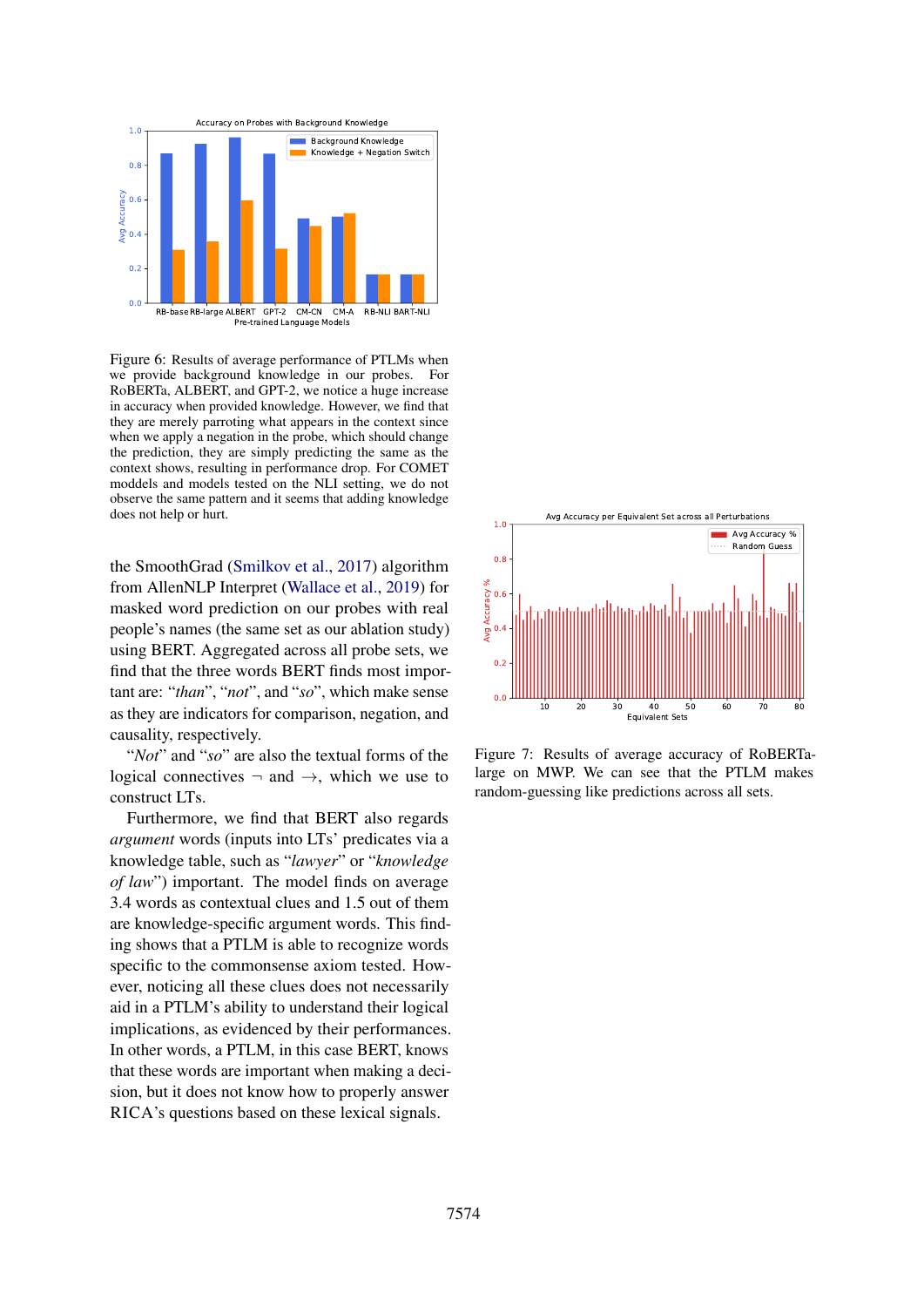Figure 6: Results of average performance of PTLMs when we provide background knowledge in our probes. For RoBERTa, ALBERT, and GPT-2, we notice a huge increase in accuracy when provided knowledge. However, we find that they are merely parroting what appears in the context since when we apply a negation in the probe, which should change the prediction, they are simply predicting the same as the context shows, resulting in performance drop. For COMET modells and models tested on the NLI setting, we do not observe the same pattern and it seems that adding knowledge does not help or hurt.

the SmoothGrad (Smilkov et al., 2017) algorithm from AllenNLP Interpret (Wallace et al., 2019) for masked word prediction on our probes with real people's names (the same set as our ablation study) using BERT. Aggregated across all probe sets, we find that the three words BERT finds most important are: "*than*", "*not*", and "*so*", which make sense as they are indicators for comparison, negation, and causality, respectively.

"*Not*" and "*so*" are also the textual forms of the logical connectives $\neg$ and $\rightarrow$, which we use to construct LTs.

Furthermore, we find that BERT also regards *argument* words (inputs into LTs' predicates via a knowledge table, such as "*lawyer*" or "*knowledge of law*") important. The model finds on average 3.4 words as contextual clues and 1.5 out of them are knowledge-specific argument words. This finding shows that a PTLM is able to recognize words specific to the commonsense axiom tested. However, noticing all these clues does not necessarily aid in a PTLM's ability to understand their logical implications, as evidenced by their performances. In other words, a PTLM, in this case BERT, knows that these words are important when making a decision, but it does not know how to properly answer RICA's questions based on these lexical signals.

Figure 7: Results of average accuracy of RoBERTa-large on MWP. We can see that the PTLM makes random-guessing like predictions across all sets.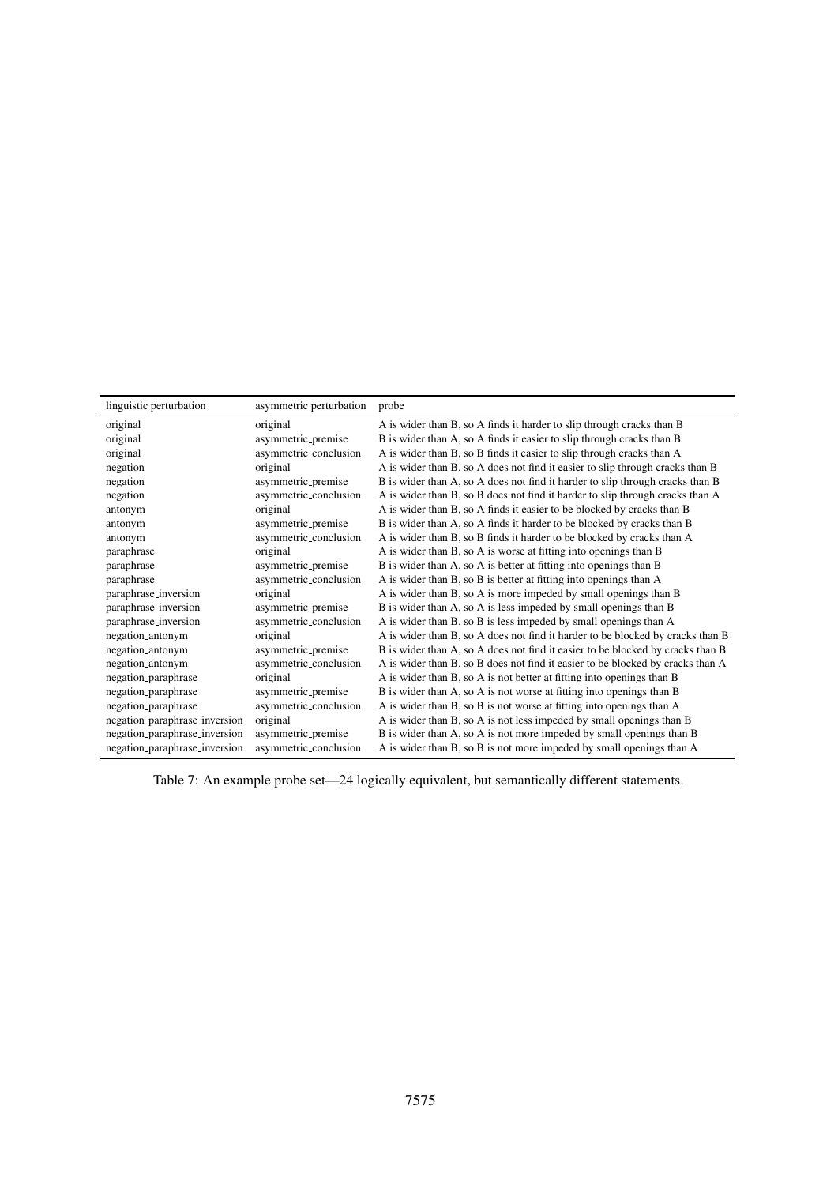| linguistic perturbation | asymmetric perturbation | probe |
|---|---|---|
| original | original | A is wider than B, so A finds it harder to slip through cracks than B |
| original | asymmetric_premise | B is wider than A, so A finds it easier to slip through cracks than B |
| original | asymmetric_conclusion | A is wider than B, so B finds it easier to slip through cracks than A |
| negation | original | A is wider than B, so A does not find it easier to slip through cracks than B |
| negation | asymmetric_premise | B is wider than A, so A does not find it harder to slip through cracks than B |
| negation | asymmetric_conclusion | A is wider than B, so B does not find it harder to slip through cracks than A |
| antonym | original | A is wider than B, so A finds it easier to be blocked by cracks than B |
| antonym | asymmetric_premise | B is wider than A, so A finds it harder to be blocked by cracks than B |
| antonym | asymmetric_conclusion | A is wider than B, so B finds it harder to be blocked by cracks than A |
| paraphrase | original | A is wider than B, so A is worse at fitting into openings than B |
| paraphrase | asymmetric_premise | B is wider than A, so A is better at fitting into openings than B |
| paraphrase | asymmetric_conclusion | A is wider than B, so B is better at fitting into openings than A |
| paraphrase_inversion | original | A is wider than B, so A is more impeded by small openings than B |
| paraphrase_inversion | asymmetric_premise | B is wider than A, so A is less impeded by small openings than B |
| paraphrase_inversion | asymmetric_conclusion | A is wider than B, so B is less impeded by small openings than A |
| negation_antonym | original | A is wider than B, so A does not find it harder to be blocked by cracks than B |
| negation_antonym | asymmetric_premise | B is wider than A, so A does not find it easier to be blocked by cracks than B |
| negation_antonym | asymmetric_conclusion | A is wider than B, so B does not find it easier to be blocked by cracks than A |
| negation_paraphrase | original | A is wider than B, so A is not better at fitting into openings than B |
| negation_paraphrase | asymmetric_premise | B is wider than A, so A is not worse at fitting into openings than B |
| negation_paraphrase | asymmetric_conclusion | A is wider than B, so B is not worse at fitting into openings than A |
| negation_paraphrase_inversion | original | A is wider than B, so A is not less impeded by small openings than B |
| negation_paraphrase_inversion | asymmetric_premise | B is wider than A, so A is not more impeded by small openings than B |
| negation_paraphrase_inversion | asymmetric_conclusion | A is wider than B, so B is not more impeded by small openings than A |

Table 7: An example probe set—24 logically equivalent, but semantically different statements.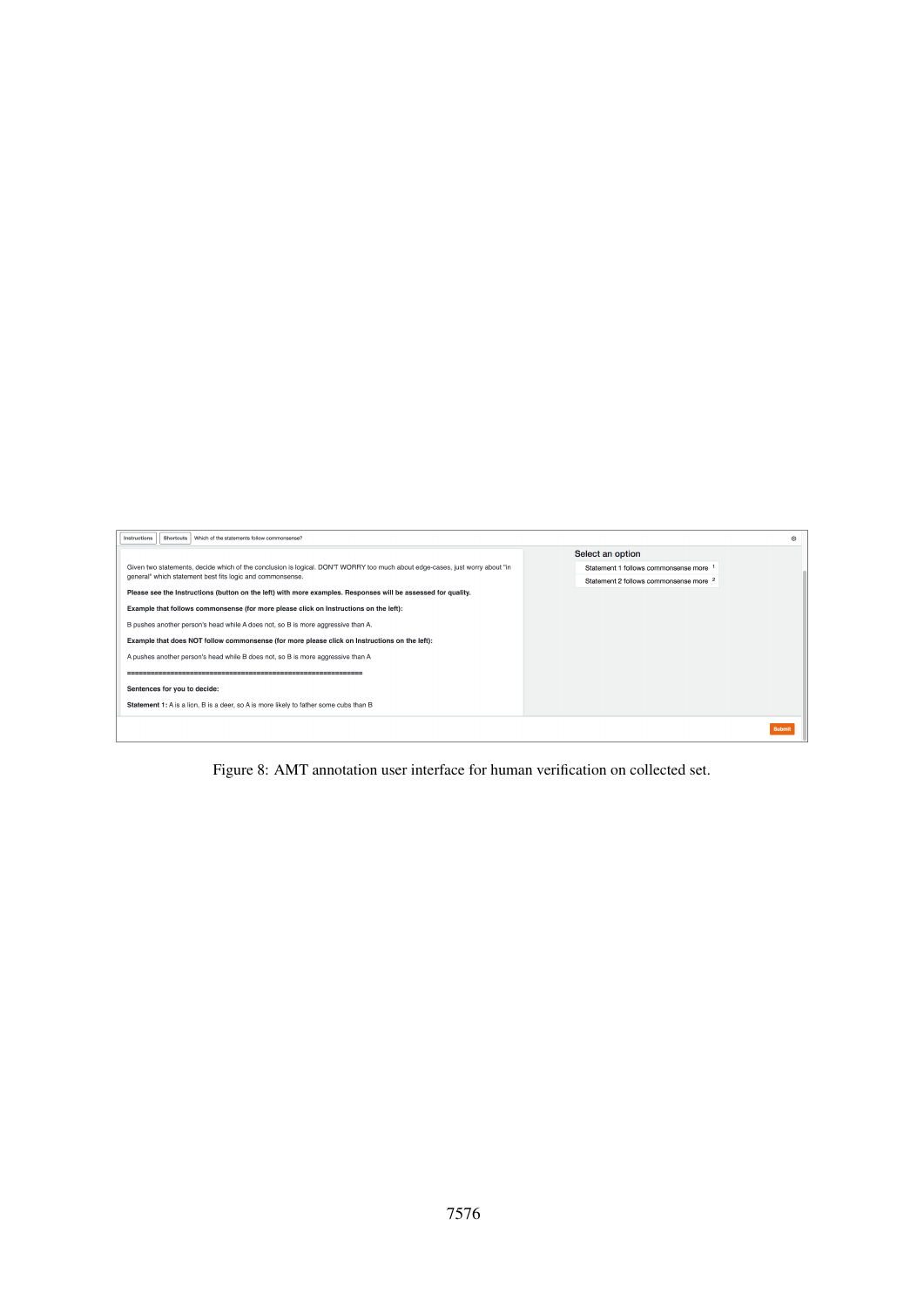Instructions | Shortcuts | Which of the statements follow commonsense?

Given two statements, decide which of the conclusion is logical. DON'T WORRY too much about edge-cases, just worry about "in general" which statement best fits logic and commonsense.

**Please see the Instructions (button on the left) with more examples. Responses will be assessed for quality.**

**Example that follows commonsense (for more please click on Instructions on the left):**

B pushes another person's head while A does not, so B is more aggressive than A.

**Example that does NOT follow commonsense (for more please click on Instructions on the left):**

A pushes another person's head while B does not, so B is more aggressive than A

============================================================

**Sentences for you to decide:**

**Statement 1:** A is a lion, B is a deer, so A is more likely to father some cubs than B

Select an option

- Statement 1 follows commonsense more 1
- Statement 2 follows commonsense more 2

Submit

Figure 8: AMT annotation user interface for human verification on collected set.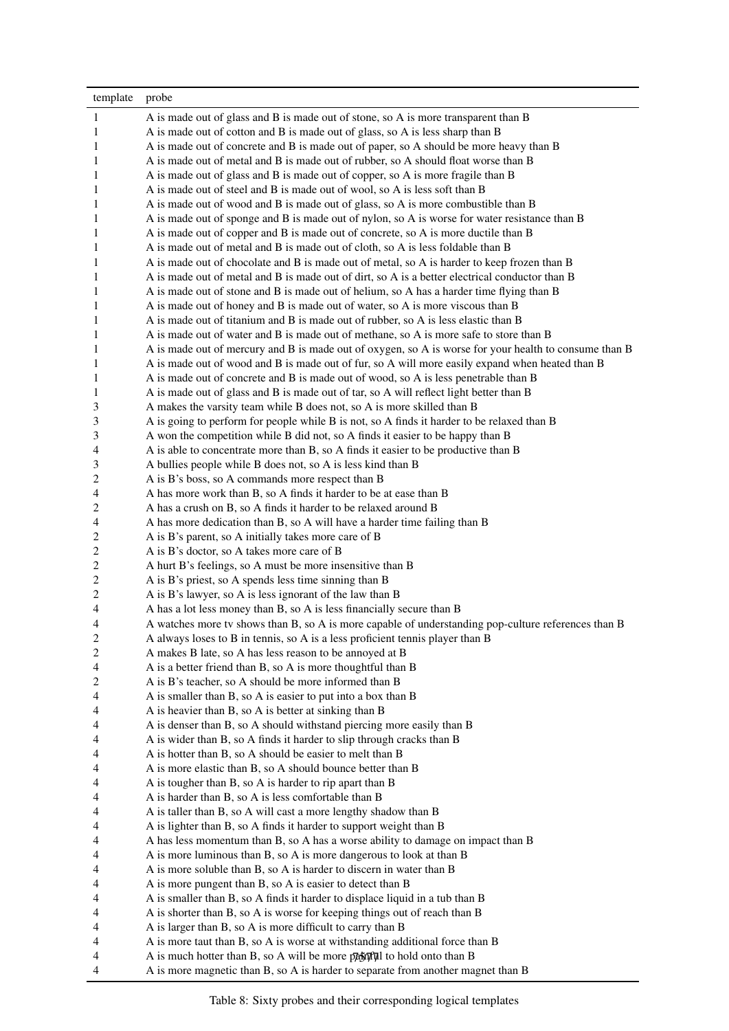| template | probe |
| --- | --- |
| 1 | A is made out of glass and B is made out of stone, so A is more transparent than B |
| 1 | A is made out of cotton and B is made out of glass, so A is less sharp than B |
| 1 | A is made out of concrete and B is made out of paper, so A should be more heavy than B |
| 1 | A is made out of metal and B is made out of rubber, so A should float worse than B |
| 1 | A is made out of glass and B is made out of copper, so A is more fragile than B |
| 1 | A is made out of steel and B is made out of wool, so A is less soft than B |
| 1 | A is made out of wood and B is made out of glass, so A is more combustible than B |
| 1 | A is made out of sponge and B is made out of nylon, so A is worse for water resistance than B |
| 1 | A is made out of copper and B is made out of concrete, so A is more ductile than B |
| 1 | A is made out of metal and B is made out of cloth, so A is less foldable than B |
| 1 | A is made out of chocolate and B is made out of metal, so A is harder to keep frozen than B |
| 1 | A is made out of metal and B is made out of dirt, so A is a better electrical conductor than B |
| 1 | A is made out of stone and B is made out of helium, so A has a harder time flying than B |
| 1 | A is made out of honey and B is made out of water, so A is more viscous than B |
| 1 | A is made out of titanium and B is made out of rubber, so A is less elastic than B |
| 1 | A is made out of water and B is made out of methane, so A is more safe to store than B |
| 1 | A is made out of mercury and B is made out of oxygen, so A is worse for your health to consume than B |
| 1 | A is made out of wood and B is made out of fur, so A will more easily expand when heated than B |
| 1 | A is made out of concrete and B is made out of wood, so A is less penetrable than B |
| 1 | A is made out of glass and B is made out of tar, so A will reflect light better than B |
| 3 | A makes the varsity team while B does not, so A is more skilled than B |
| 3 | A is going to perform for people while B is not, so A finds it harder to be relaxed than B |
| 3 | A won the competition while B did not, so A finds it easier to be happy than B |
| 4 | A is able to concentrate more than B, so A finds it easier to be productive than B |
| 3 | A bullies people while B does not, so A is less kind than B |
| 2 | A is B's boss, so A commands more respect than B |
| 4 | A has more work than B, so A finds it harder to be at ease than B |
| 2 | A has a crush on B, so A finds it harder to be relaxed around B |
| 4 | A has more dedication than B, so A will have a harder time failing than B |
| 2 | A is B's parent, so A initially takes more care of B |
| 2 | A is B's doctor, so A takes more care of B |
| 2 | A hurt B's feelings, so A must be more insensitive than B |
| 2 | A is B's priest, so A spends less time sinning than B |
| 2 | A is B's lawyer, so A is less ignorant of the law than B |
| 4 | A has a lot less money than B, so A is less financially secure than B |
| 4 | A watches more tv shows than B, so A is more capable of understanding pop-culture references than B |
| 2 | A always loses to B in tennis, so A is a less proficient tennis player than B |
| 2 | A makes B late, so A has less reason to be annoyed at B |
| 4 | A is a better friend than B, so A is more thoughtful than B |
| 2 | A is B's teacher, so A should be more informed than B |
| 4 | A is smaller than B, so A is easier to put into a box than B |
| 4 | A is heavier than B, so A is better at sinking than B |
| 4 | A is denser than B, so A should withstand piercing more easily than B |
| 4 | A is wider than B, so A finds it harder to slip through cracks than B |
| 4 | A is hotter than B, so A should be easier to melt than B |
| 4 | A is more elastic than B, so A should bounce better than B |
| 4 | A is tougher than B, so A is harder to rip apart than B |
| 4 | A is harder than B, so A is less comfortable than B |
| 4 | A is taller than B, so A will cast a more lengthy shadow than B |
| 4 | A is lighter than B, so A finds it harder to support weight than B |
| 4 | A has less momentum than B, so A has a worse ability to damage on impact than B |
| 4 | A is more luminous than B, so A is more dangerous to look at than B |
| 4 | A is more soluble than B, so A is harder to discern in water than B |
| 4 | A is more pungent than B, so A is easier to detect than B |
| 4 | A is smaller than B, so A finds it harder to displace liquid in a tub than B |
| 4 | A is shorter than B, so A is worse for keeping things out of reach than B |
| 4 | A is larger than B, so A is more difficult to carry than B |
| 4 | A is more taut than B, so A is worse at withstanding additional force than B |
| 4 | A is much hotter than B, so A will be more painful to hold onto than B |
| 4 | A is more magnetic than B, so A is harder to separate from another magnet than B |

Table 8: Sixty probes and their corresponding logical templates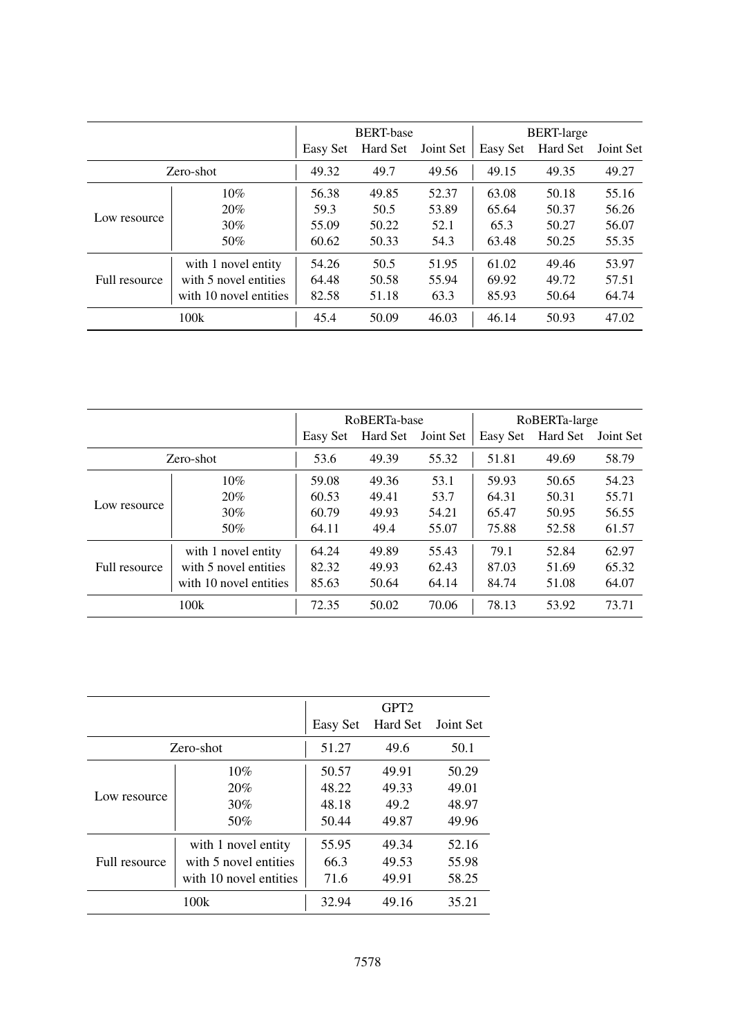| | | BERT-base | | | BERT-large | | |
|---|---|---|---|---|---|---|---|
| | | Easy Set | Hard Set | Joint Set | Easy Set | Hard Set | Joint Set |
| Zero-shot | | 49.32 | 49.7 | 49.56 | 49.15 | 49.35 | 49.27 |
| Low resource | 10% | 56.38 | 49.85 | 52.37 | 63.08 | 50.18 | 55.16 |
| | 20% | 59.3 | 50.5 | 53.89 | 65.64 | 50.37 | 56.26 |
| | 30% | 55.09 | 50.22 | 52.1 | 65.3 | 50.27 | 56.07 |
| | 50% | 60.62 | 50.33 | 54.3 | 63.48 | 50.25 | 55.35 |
| Full resource | with 1 novel entity | 54.26 | 50.5 | 51.95 | 61.02 | 49.46 | 53.97 |
| | with 5 novel entities | 64.48 | 50.58 | 55.94 | 69.92 | 49.72 | 57.51 |
| | with 10 novel entities | 82.58 | 51.18 | 63.3 | 85.93 | 50.64 | 64.74 |
| 100k | | 45.4 | 50.09 | 46.03 | 46.14 | 50.93 | 47.02 |

| | | RoBERTa-base | | | RoBERTa-large | | |
|---|---|---|---|---|---|---|---|
| | | Easy Set | Hard Set | Joint Set | Easy Set | Hard Set | Joint Set |
| Zero-shot | | 53.6 | 49.39 | 55.32 | 51.81 | 49.69 | 58.79 |
| Low resource | 10% | 59.08 | 49.36 | 53.1 | 59.93 | 50.65 | 54.23 |
| | 20% | 60.53 | 49.41 | 53.7 | 64.31 | 50.31 | 55.71 |
| | 30% | 60.79 | 49.93 | 54.21 | 65.47 | 50.95 | 56.55 |
| | 50% | 64.11 | 49.4 | 55.07 | 75.88 | 52.58 | 61.57 |
| Full resource | with 1 novel entity | 64.24 | 49.89 | 55.43 | 79.1 | 52.84 | 62.97 |
| | with 5 novel entities | 82.32 | 49.93 | 62.43 | 87.03 | 51.69 | 65.32 |
| | with 10 novel entities | 85.63 | 50.64 | 64.14 | 84.74 | 51.08 | 64.07 |
| 100k | | 72.35 | 50.02 | 70.06 | 78.13 | 53.92 | 73.71 |

| | | GPT2 | | |
|---|---|---|---|---|
| | | Easy Set | Hard Set | Joint Set |
| Zero-shot | | 51.27 | 49.6 | 50.1 |
| Low resource | 10% | 50.57 | 49.91 | 50.29 |
| | 20% | 48.22 | 49.33 | 49.01 |
| | 30% | 48.18 | 49.2 | 48.97 |
| | 50% | 50.44 | 49.87 | 49.96 |
| Full resource | with 1 novel entity | 55.95 | 49.34 | 52.16 |
| | with 5 novel entities | 66.3 | 49.53 | 55.98 |
| | with 10 novel entities | 71.6 | 49.91 | 58.25 |
| 100k | | 32.94 | 49.16 | 35.21 |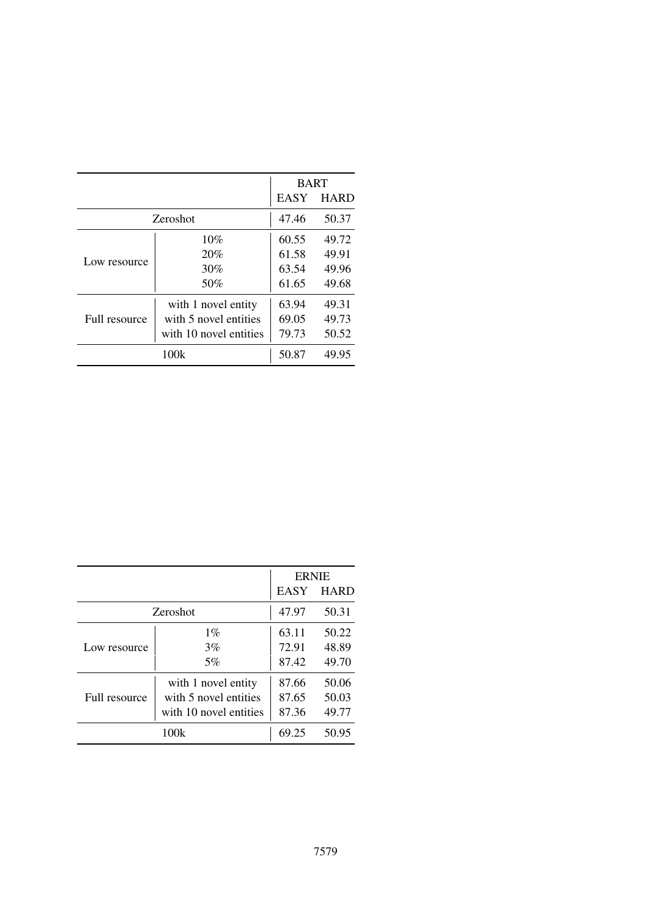| | | BART | |
|---|---|---|---|
| | | EASY | HARD |
| Zeroshot | | 47.46 | 50.37 |
| Low resource | 10% | 60.55 | 49.72 |
| | 20% | 61.58 | 49.91 |
| | 30% | 63.54 | 49.96 |
| | 50% | 61.65 | 49.68 |
| Full resource | with 1 novel entity | 63.94 | 49.31 |
| | with 5 novel entities | 69.05 | 49.73 |
| | with 10 novel entities | 79.73 | 50.52 |
| 100k | | 50.87 | 49.95 |

| | | ERNIE | |
|---|---|---|---|
| | | EASY | HARD |
| Zeroshot | | 47.97 | 50.31 |
| Low resource | 1% | 63.11 | 50.22 |
| | 3% | 72.91 | 48.89 |
| | 5% | 87.42 | 49.70 |
| Full resource | with 1 novel entity | 87.66 | 50.06 |
| | with 5 novel entities | 87.65 | 50.03 |
| | with 10 novel entities | 87.36 | 49.77 |
| 100k | | 69.25 | 50.95 |